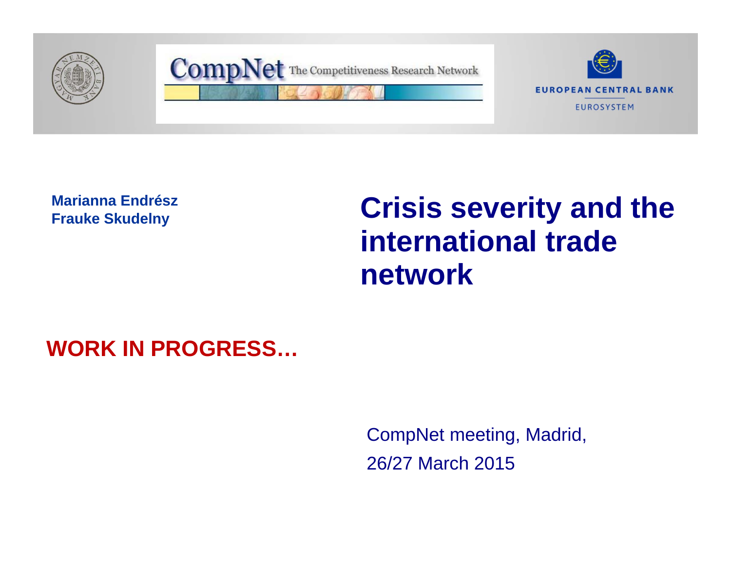CompNet The Competitiveness Research Network

EUROPEAN CENTRAL BANK

EUROSYSTEM

**Marianna Endrész**
**Frauke Skudelny**

# Crisis severity and the international trade network

**WORK IN PROGRESS…**

CompNet meeting, Madrid,
26/27 March 2015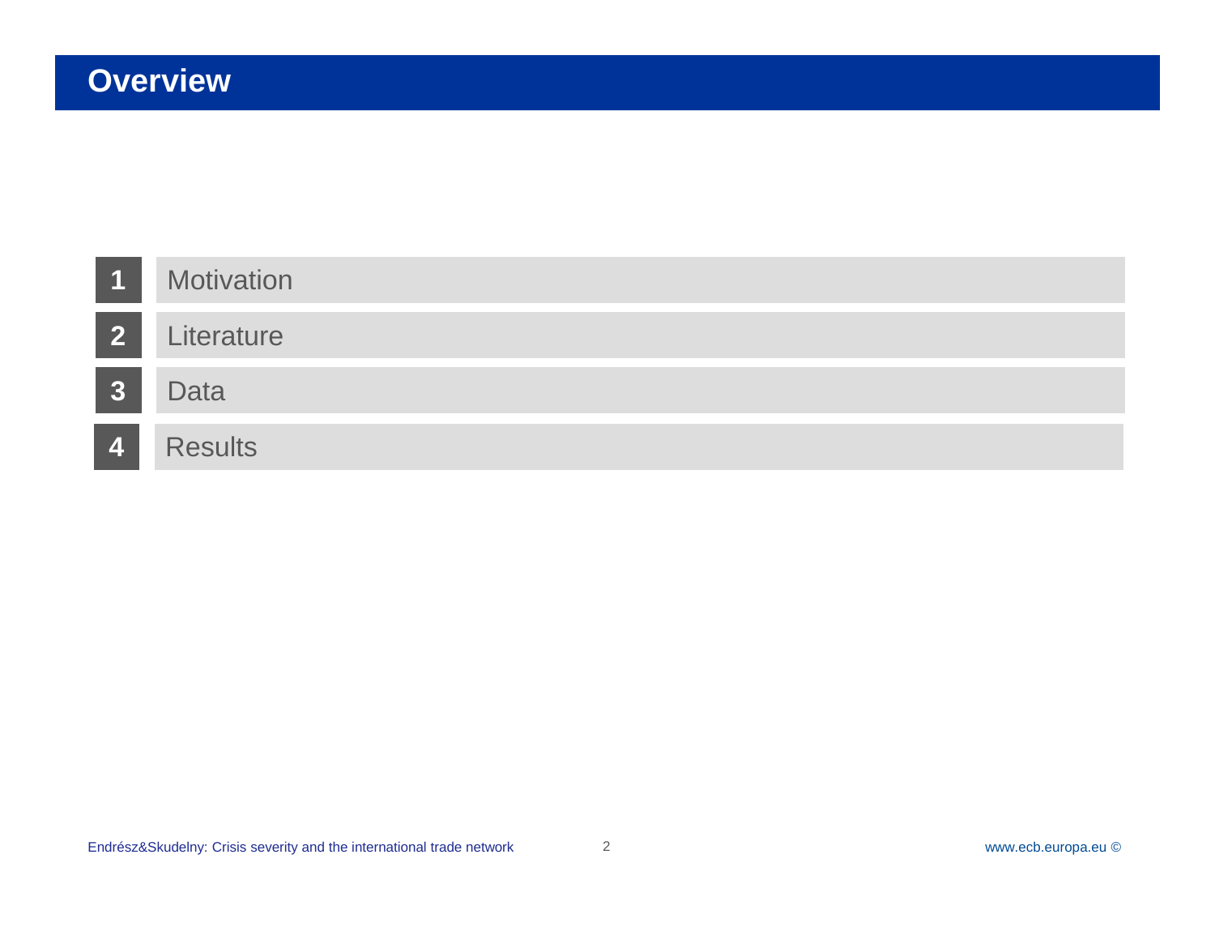# Overview

1. Motivation
2. Literature
3. Data
4. Results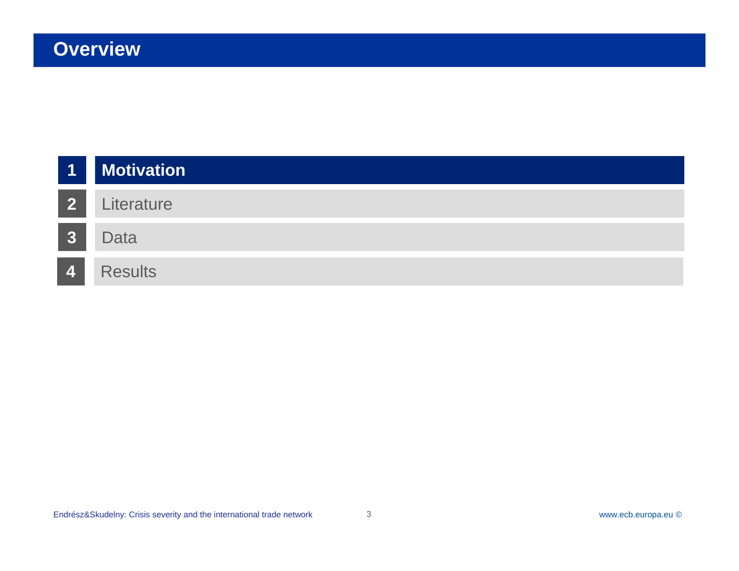# Overview

1. **Motivation**
2. Literature
3. Data
4. Results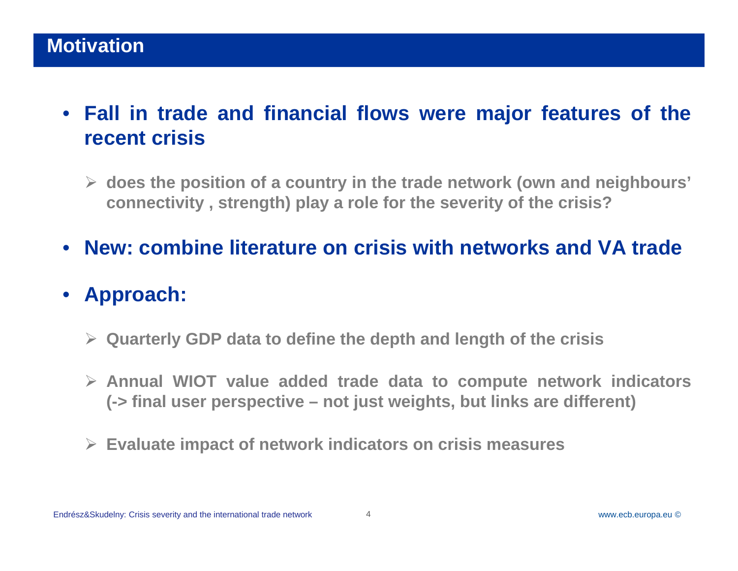## Motivation

- **Fall in trade and financial flows were major features of the recent crisis**
  - **does the position of a country in the trade network (own and neighbours' connectivity , strength) play a role for the severity of the crisis?**
- **New: combine literature on crisis with networks and VA trade**
- **Approach:**
  - **Quarterly GDP data to define the depth and length of the crisis**
  - **Annual WIOT value added trade data to compute network indicators (-> final user perspective – not just weights, but links are different)**
  - **Evaluate impact of network indicators on crisis measures**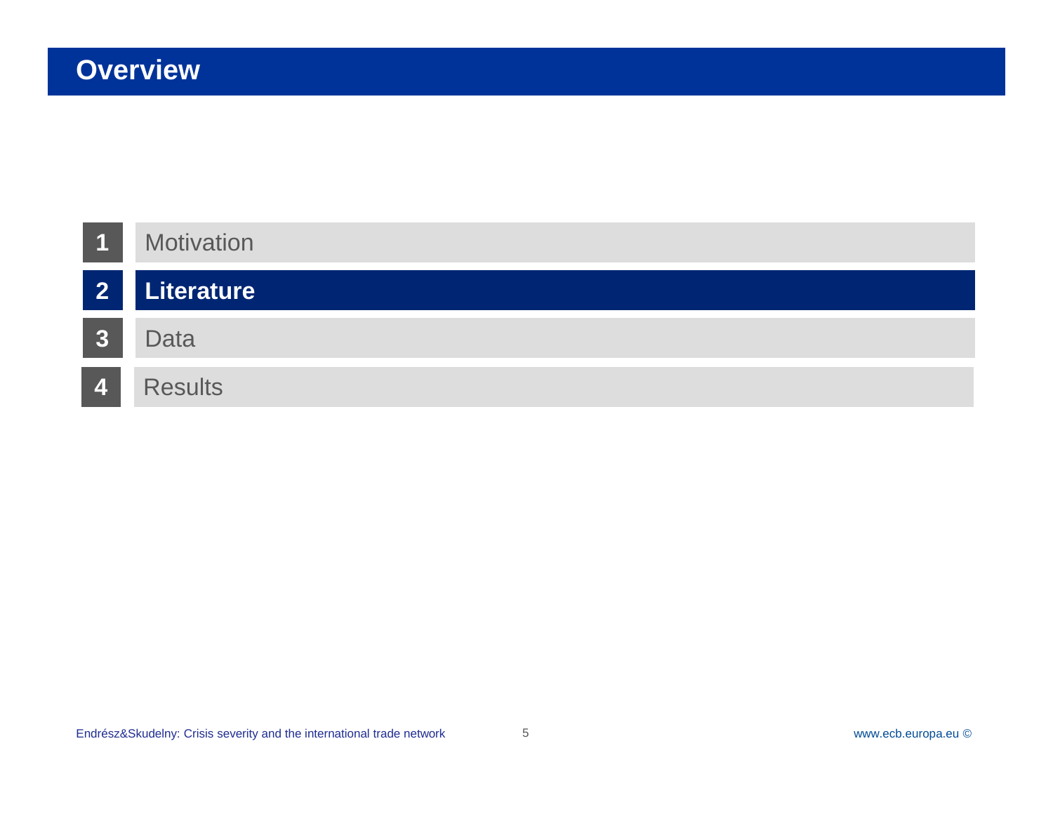# Overview

1. Motivation
2. **Literature**
3. Data
4. Results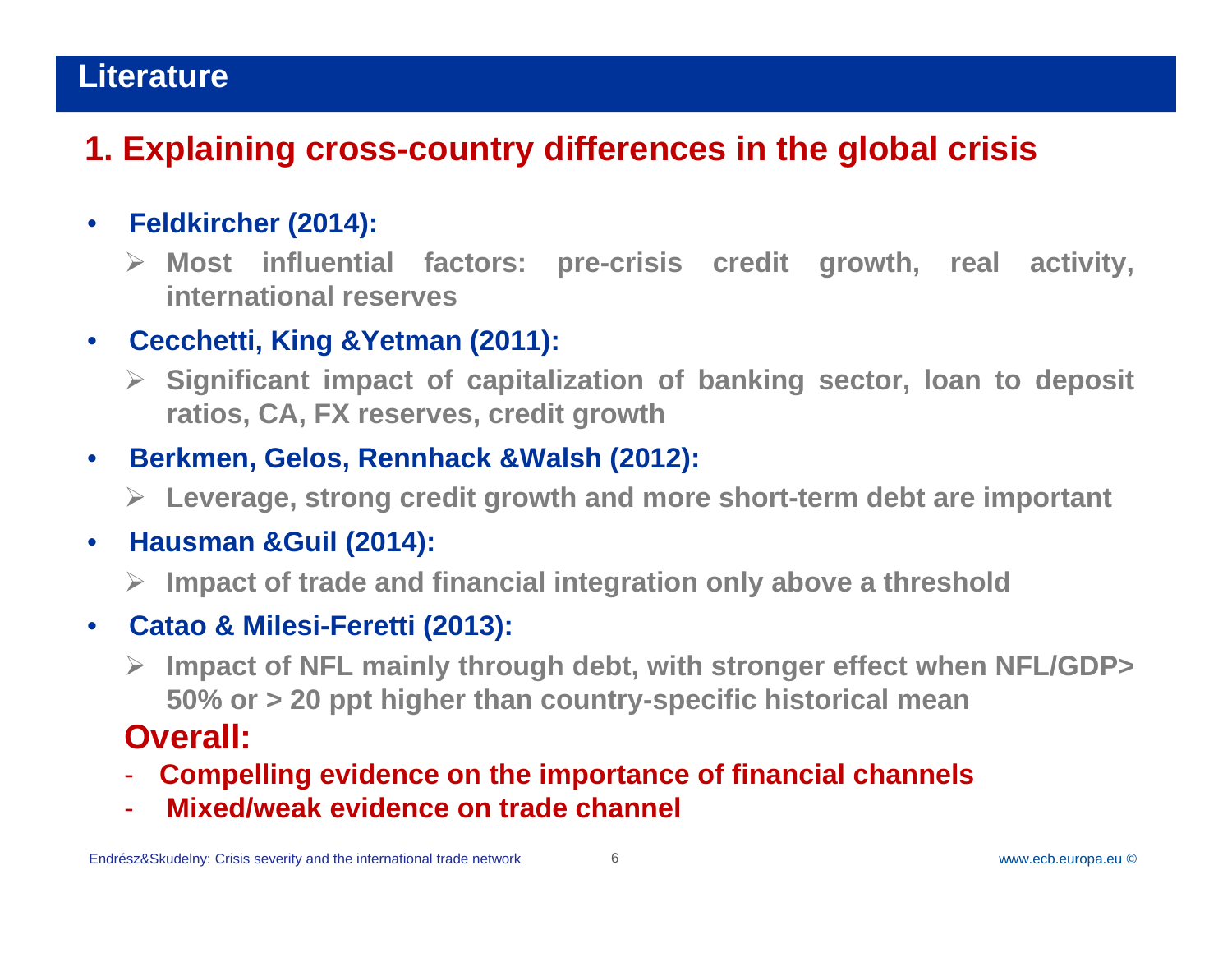# Literature

## 1. Explaining cross-country differences in the global crisis

- **Feldkircher (2014):**
  - **Most influential factors: pre-crisis credit growth, real activity, international reserves**
- **Cecchetti, King &Yetman (2011):**
  - **Significant impact of capitalization of banking sector, loan to deposit ratios, CA, FX reserves, credit growth**
- **Berkmen, Gelos, Rennhack &Walsh (2012):**
  - **Leverage, strong credit growth and more short-term debt are important**
- **Hausman &Guil (2014):**
  - **Impact of trade and financial integration only above a threshold**
- **Catao & Milesi-Feretti (2013):**
  - **Impact of NFL mainly through debt, with stronger effect when NFL/GDP> 50% or > 20 ppt higher than country-specific historical mean**

### Overall:

- **Compelling evidence on the importance of financial channels**
- **Mixed/weak evidence on trade channel**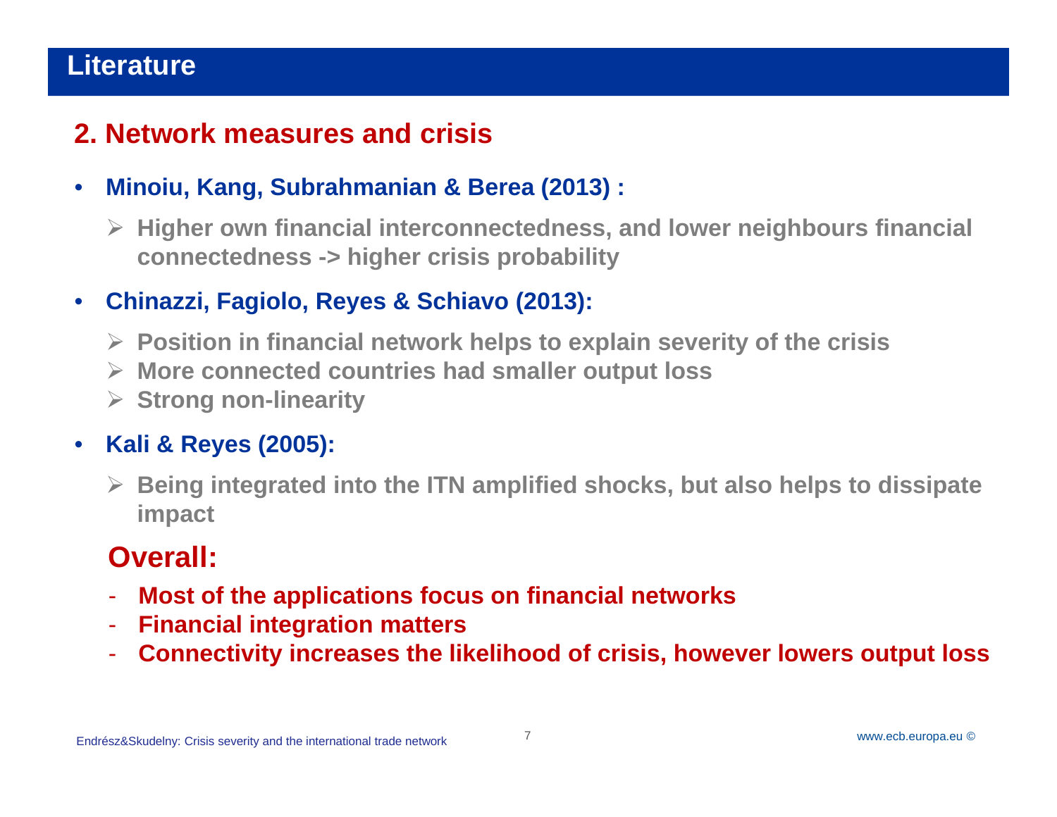# Literature

## 2. Network measures and crisis

- **Minoiu, Kang, Subrahmanian & Berea (2013) :**
  - **Higher own financial interconnectedness, and lower neighbours financial connectedness -> higher crisis probability**
- **Chinazzi, Fagiolo, Reyes & Schiavo (2013):**
  - **Position in financial network helps to explain severity of the crisis**
  - **More connected countries had smaller output loss**
  - **Strong non-linearity**
- **Kali & Reyes (2005):**
  - **Being integrated into the ITN amplified shocks, but also helps to dissipate impact**

### Overall:

- **Most of the applications focus on financial networks**
- **Financial integration matters**
- **Connectivity increases the likelihood of crisis, however lowers output loss**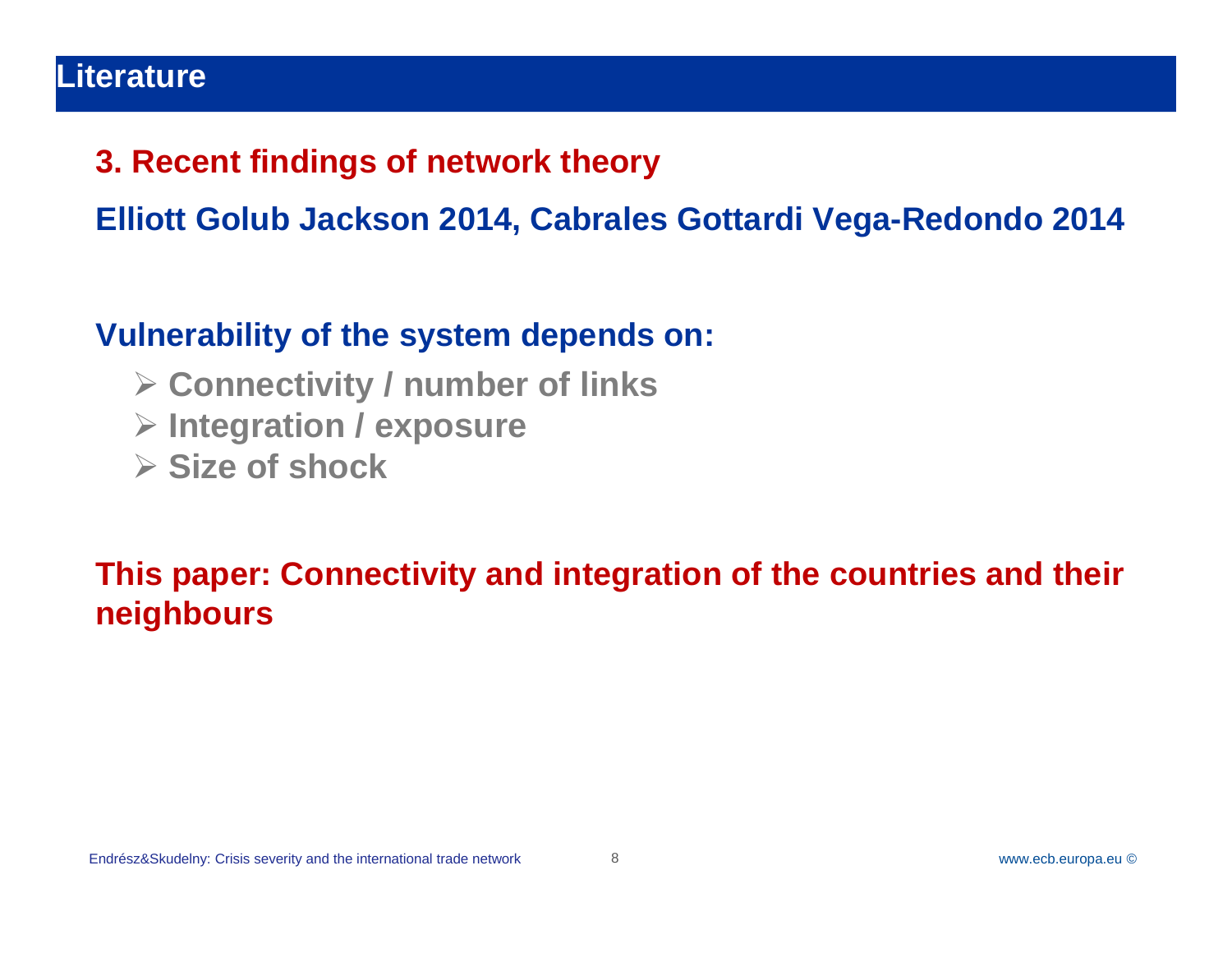# Literature

## 3. Recent findings of network theory

**Elliott Golub Jackson 2014, Cabrales Gottardi Vega-Redondo 2014**

**Vulnerability of the system depends on:**

- **Connectivity / number of links**
- **Integration / exposure**
- **Size of shock**

**This paper: Connectivity and integration of the countries and their neighbours**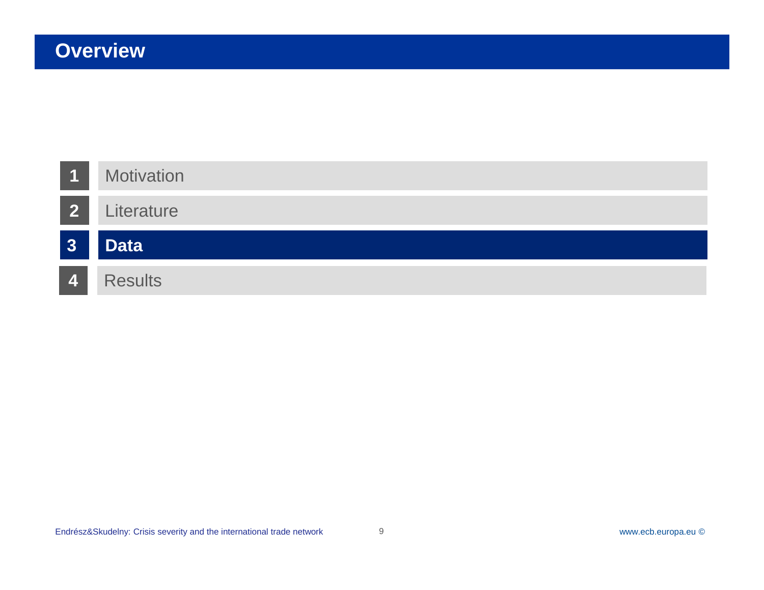# Overview

1. Motivation
2. Literature
3. **Data**
4. Results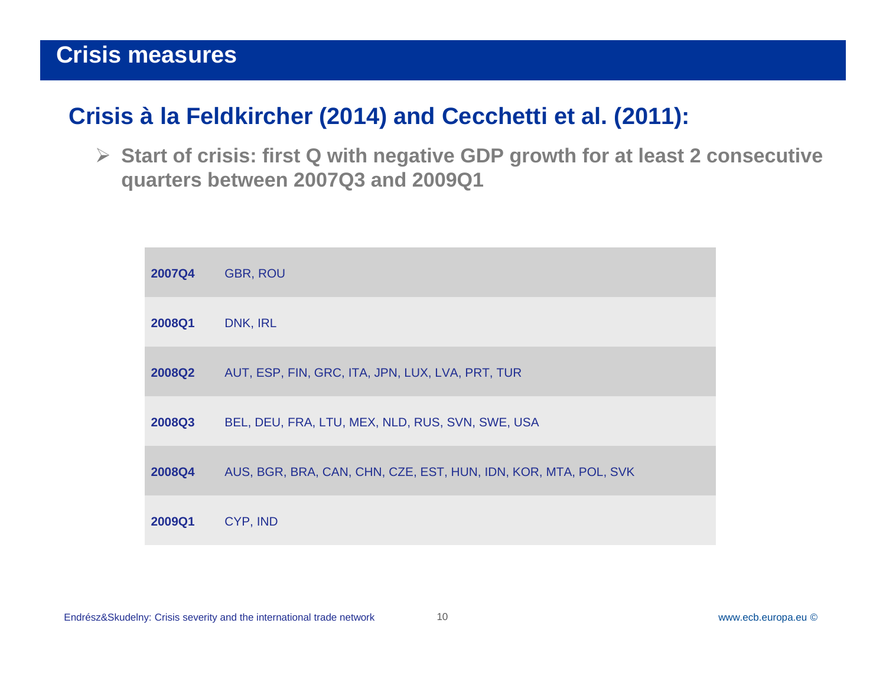# Crisis measures

## Crisis à la Feldkircher (2014) and Cecchetti et al. (2011):

- **Start of crisis: first Q with negative GDP growth for at least 2 consecutive quarters between 2007Q3 and 2009Q1**

| | |
|---|---|
| **2007Q4** | GBR, ROU |
| **2008Q1** | DNK, IRL |
| **2008Q2** | AUT, ESP, FIN, GRC, ITA, JPN, LUX, LVA, PRT, TUR |
| **2008Q3** | BEL, DEU, FRA, LTU, MEX, NLD, RUS, SVN, SWE, USA |
| **2008Q4** | AUS, BGR, BRA, CAN, CHN, CZE, EST, HUN, IDN, KOR, MTA, POL, SVK |
| **2009Q1** | CYP, IND |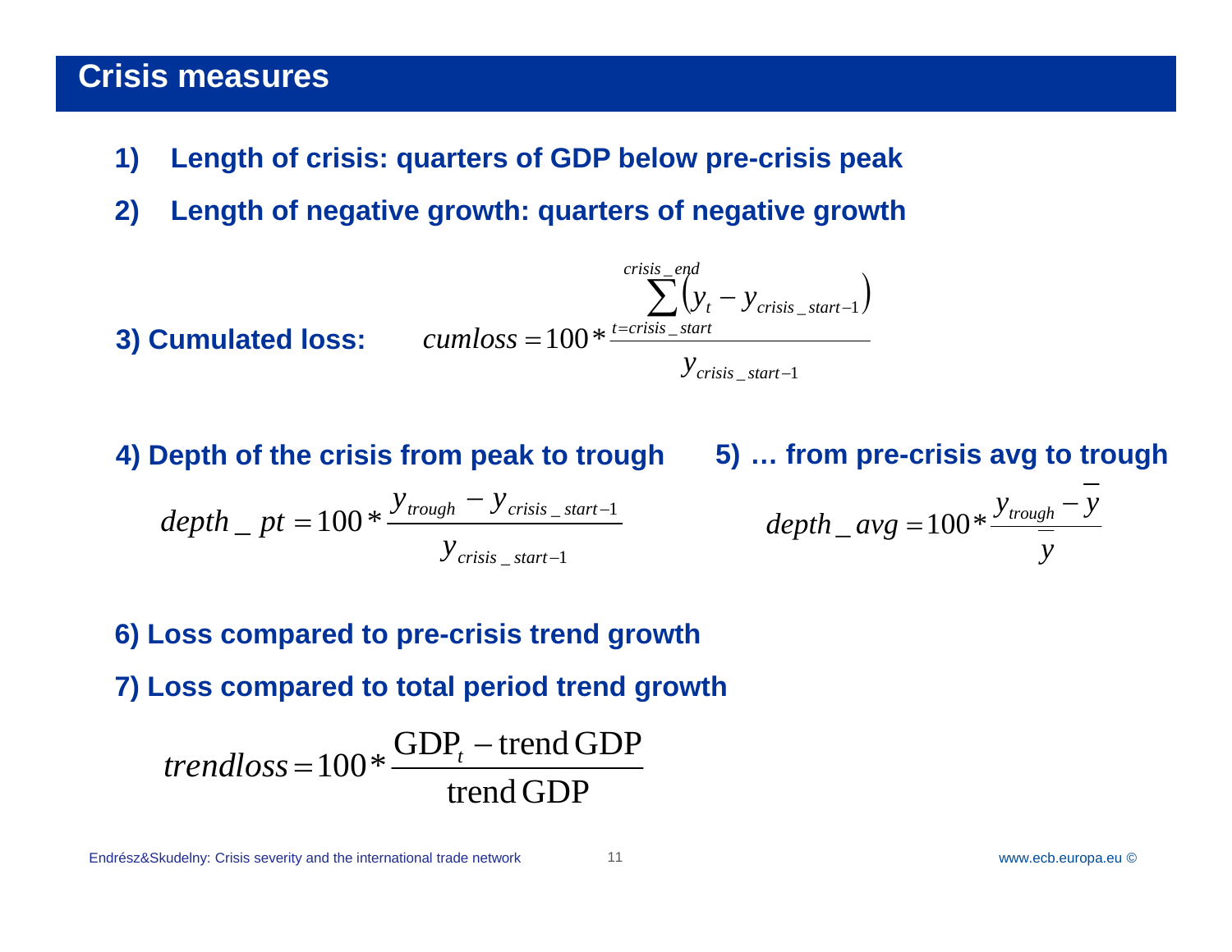## Crisis measures

1) **Length of crisis: quarters of GDP below pre-crisis peak**

2) **Length of negative growth: quarters of negative growth**

**3) Cumulated loss:**

$$cumloss = 100 * \frac{\sum_{t=crisis\_start}^{crisis\_end} \left( y_t - y_{crisis\_start-1} \right)}{y_{crisis\_start-1}}$$

**4) Depth of the crisis from peak to trough**

$$depth\_pt = 100 * \frac{y_{trough} - y_{crisis\_start-1}}{y_{crisis\_start-1}}$$

**5) … from pre-crisis avg to trough**

$$depth\_avg = 100 * \frac{y_{trough} - \overline{y}}{\overline{y}}$$

**6) Loss compared to pre-crisis trend growth**

**7) Loss compared to total period trend growth**

$$trendloss = 100 * \frac{\mathrm{GDP}_t - \mathrm{trend\,GDP}}{\mathrm{trend\,GDP}}$$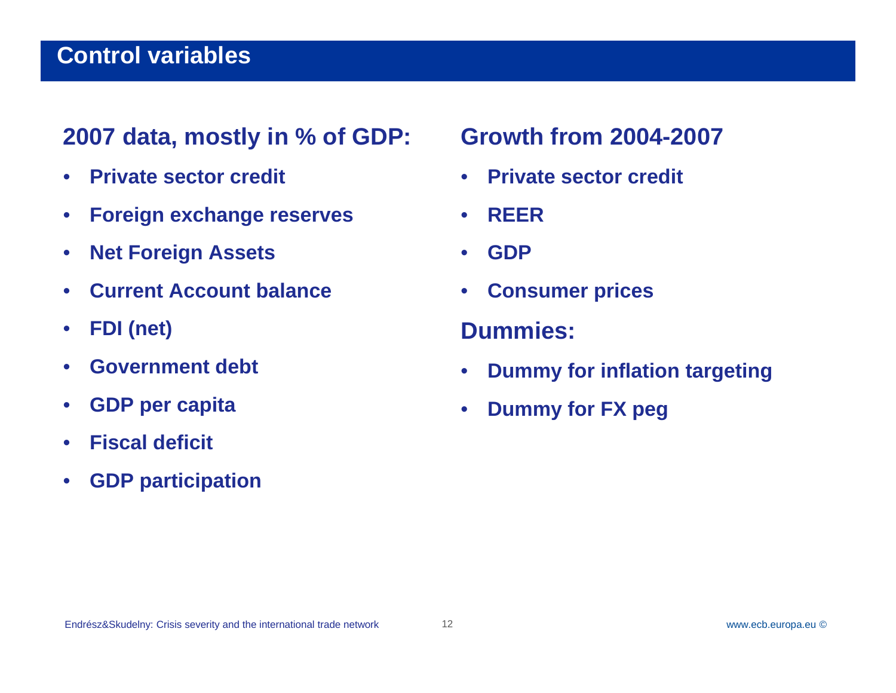# Control variables

## 2007 data, mostly in % of GDP:

- **Private sector credit**
- **Foreign exchange reserves**
- **Net Foreign Assets**
- **Current Account balance**
- **FDI (net)**
- **Government debt**
- **GDP per capita**
- **Fiscal deficit**
- **GDP participation**

## Growth from 2004-2007

- **Private sector credit**
- **REER**
- **GDP**
- **Consumer prices**

## Dummies:

- **Dummy for inflation targeting**
- **Dummy for FX peg**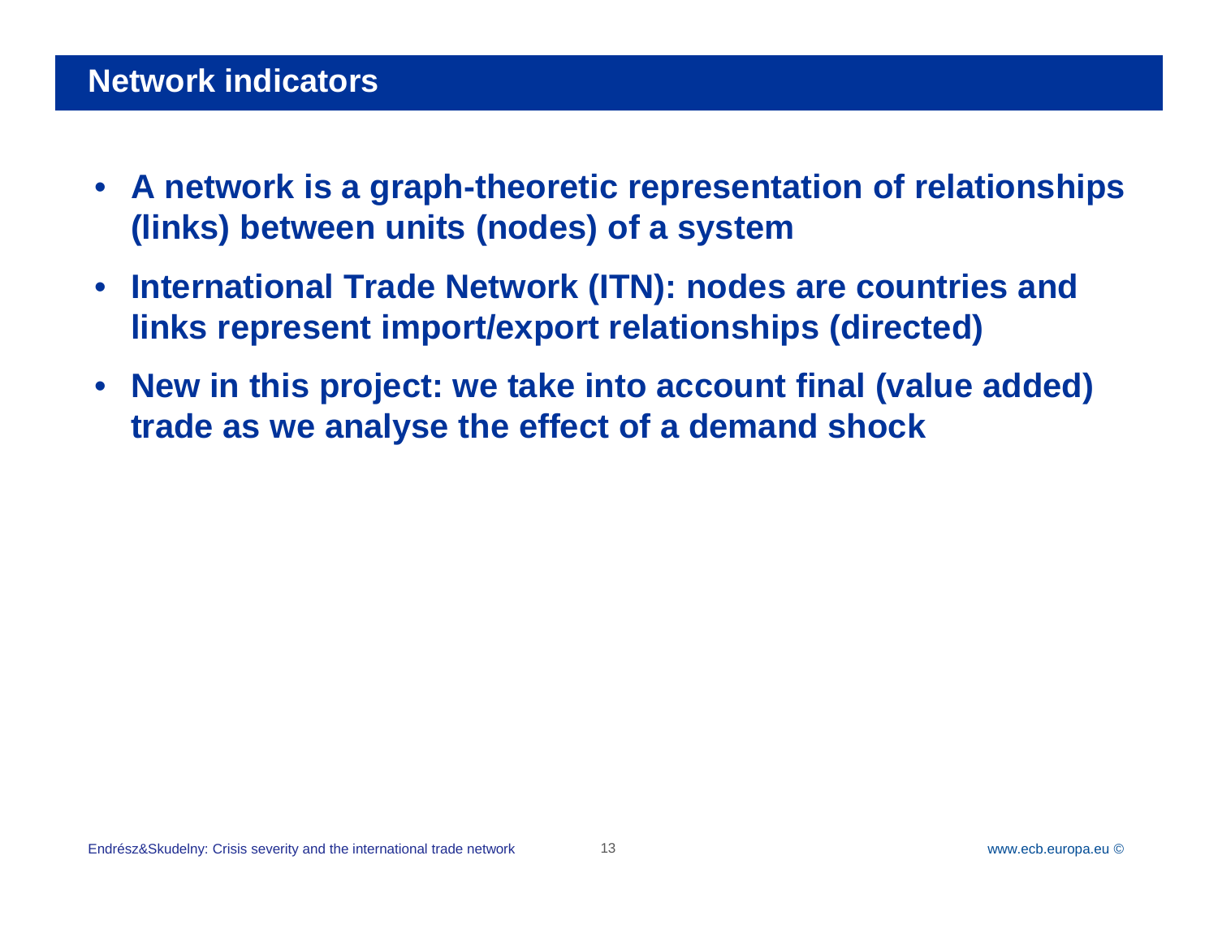## Network indicators

- **A network is a graph-theoretic representation of relationships (links) between units (nodes) of a system**
- **International Trade Network (ITN): nodes are countries and links represent import/export relationships (directed)**
- **New in this project: we take into account final (value added) trade as we analyse the effect of a demand shock**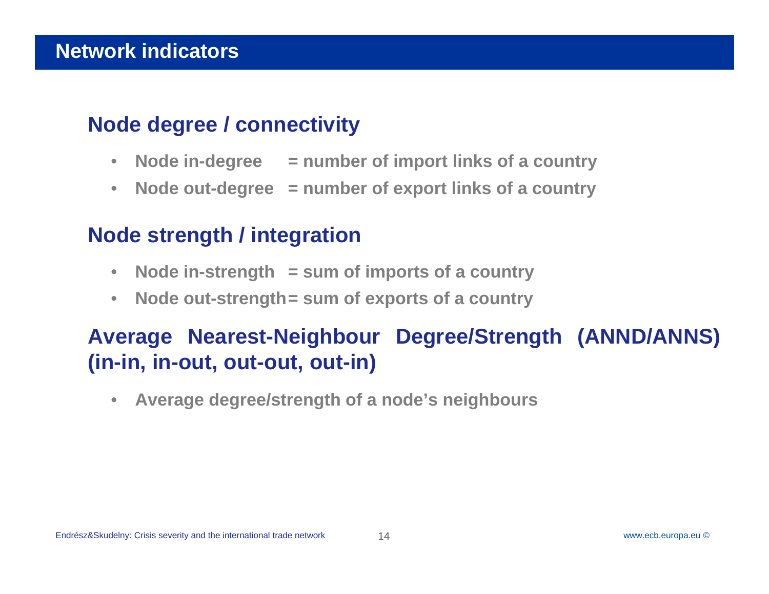# Network indicators

## Node degree / connectivity

- **Node in-degree = number of import links of a country**
- **Node out-degree = number of export links of a country**

## Node strength / integration

- **Node in-strength = sum of imports of a country**
- **Node out-strength = sum of exports of a country**

## Average Nearest-Neighbour Degree/Strength (ANND/ANNS) (in-in, in-out, out-out, out-in)

- **Average degree/strength of a node's neighbours**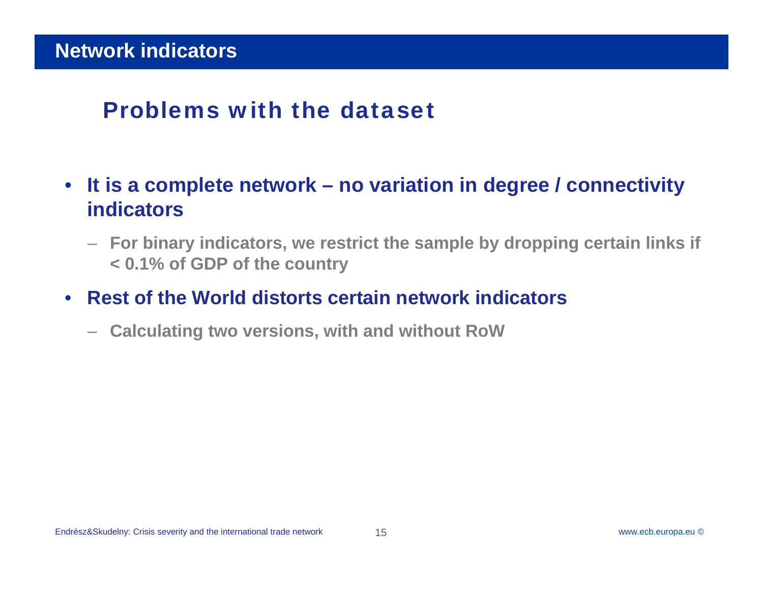# Network indicators

## Problems with the dataset

- **It is a complete network – no variation in degree / connectivity indicators**
  - **For binary indicators, we restrict the sample by dropping certain links if < 0.1% of GDP of the country**
- **Rest of the World distorts certain network indicators**
  - **Calculating two versions, with and without RoW**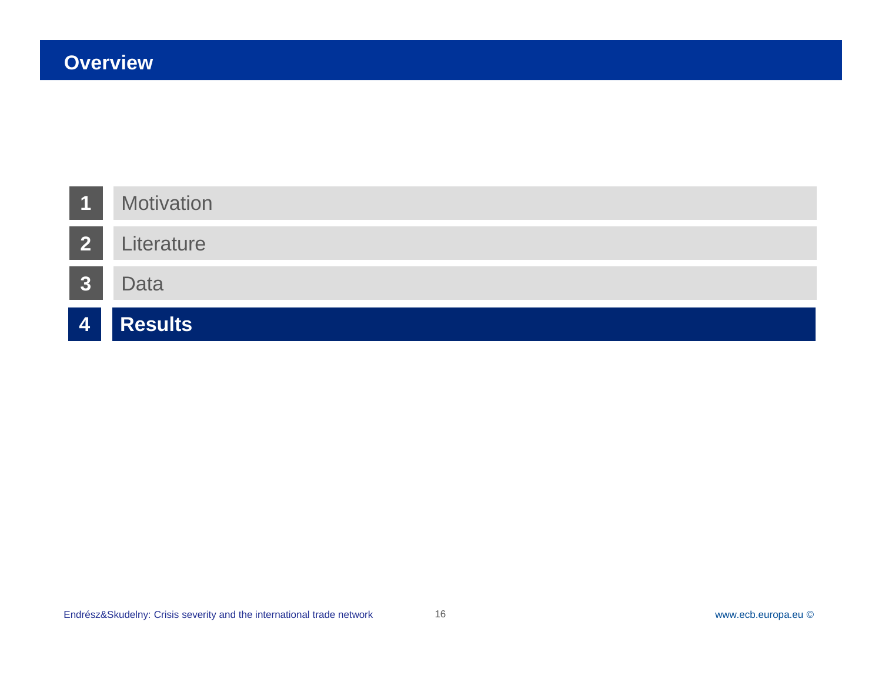# Overview

1. Motivation
2. Literature
3. Data
4. **Results**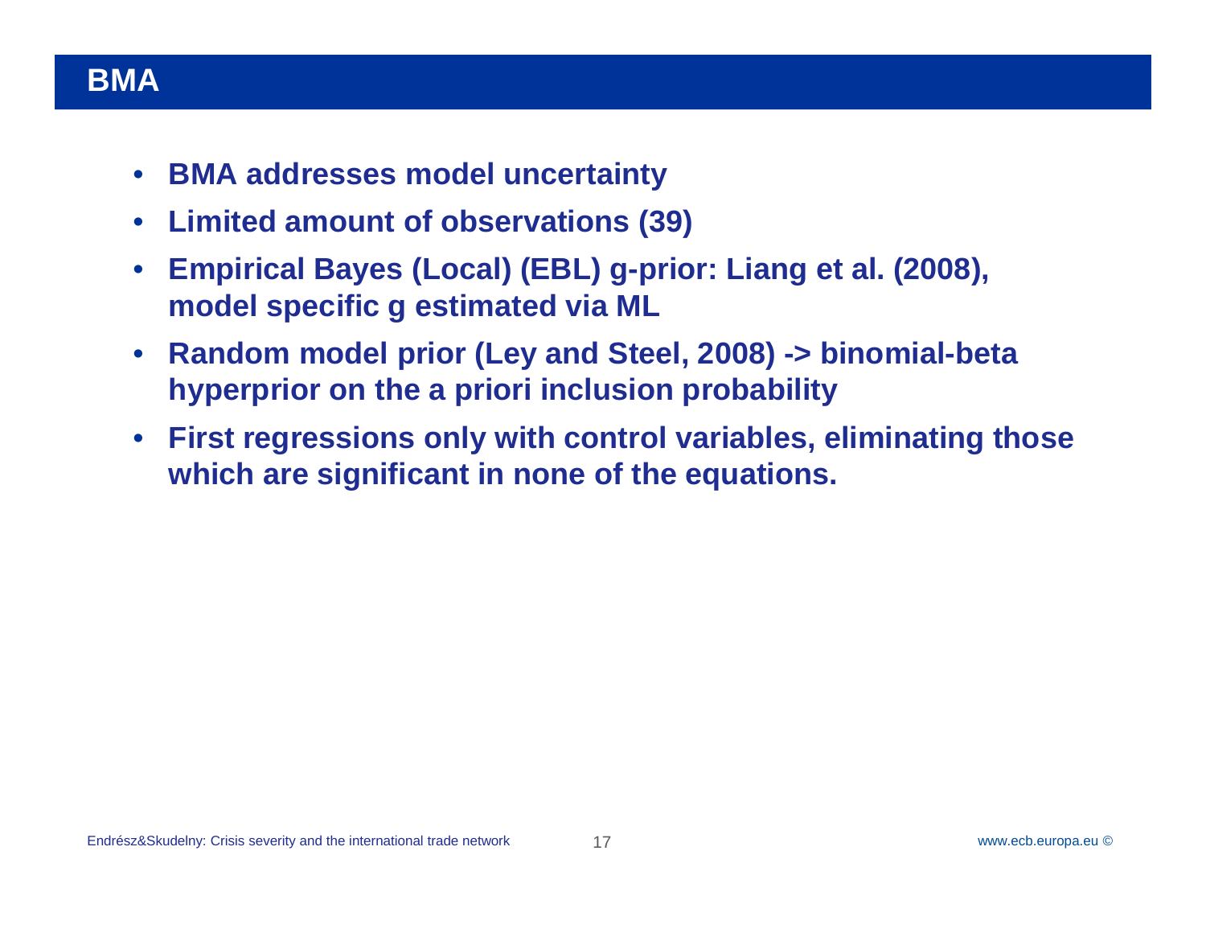# BMA

- **BMA addresses model uncertainty**
- **Limited amount of observations (39)**
- **Empirical Bayes (Local) (EBL) g-prior: Liang et al. (2008), model specific g estimated via ML**
- **Random model prior (Ley and Steel, 2008) -> binomial-beta hyperprior on the a priori inclusion probability**
- **First regressions only with control variables, eliminating those which are significant in none of the equations.**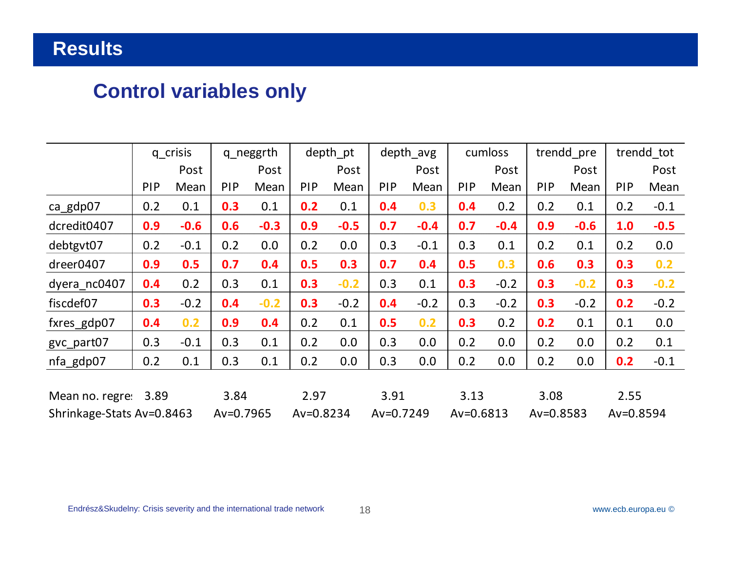# Results

## Control variables only

| | q_crisis | | q_neggrth | | depth_pt | | depth_avg | | cumloss | | trendd_pre | | trendd_tot | |
|---|---|---|---|---|---|---|---|---|---|---|---|---|---|---|
| | PIP | Post Mean | PIP | Post Mean | PIP | Post Mean | PIP | Post Mean | PIP | Post Mean | PIP | Post Mean | PIP | Post Mean |
| ca_gdp07 | 0.2 | 0.1 | **0.3** | 0.1 | **0.2** | 0.1 | **0.4** | **0.3** | **0.4** | 0.2 | 0.2 | 0.1 | 0.2 | -0.1 |
| dcredit0407 | **0.9** | **-0.6** | **0.6** | **-0.3** | **0.9** | **-0.5** | **0.7** | **-0.4** | **0.7** | **-0.4** | **0.9** | **-0.6** | **1.0** | **-0.5** |
| debtgvt07 | 0.2 | -0.1 | 0.2 | 0.0 | 0.2 | 0.0 | 0.3 | -0.1 | 0.3 | 0.1 | 0.2 | 0.1 | 0.2 | 0.0 |
| dreer0407 | **0.9** | **0.5** | **0.7** | **0.4** | **0.5** | **0.3** | **0.7** | **0.4** | **0.5** | **0.3** | **0.6** | **0.3** | **0.3** | **0.2** |
| dyera_nc0407 | **0.4** | 0.2 | 0.3 | 0.1 | **0.3** | **-0.2** | 0.3 | 0.1 | **0.3** | -0.2 | **0.3** | **-0.2** | **0.3** | **-0.2** |
| fiscdef07 | **0.3** | -0.2 | **0.4** | **-0.2** | **0.3** | -0.2 | **0.4** | -0.2 | 0.3 | -0.2 | **0.3** | -0.2 | **0.2** | -0.2 |
| fxres_gdp07 | **0.4** | **0.2** | **0.9** | **0.4** | 0.2 | 0.1 | **0.5** | **0.2** | **0.3** | 0.2 | **0.2** | 0.1 | 0.1 | 0.0 |
| gvc_part07 | 0.3 | -0.1 | 0.3 | 0.1 | 0.2 | 0.0 | 0.3 | 0.0 | 0.2 | 0.0 | 0.2 | 0.0 | 0.2 | 0.1 |
| nfa_gdp07 | 0.2 | 0.1 | 0.3 | 0.1 | 0.2 | 0.0 | 0.3 | 0.0 | 0.2 | 0.0 | 0.2 | 0.0 | **0.2** | -0.1 |

| | q_crisis | q_neggrth | depth_pt | depth_avg | cumloss | trendd_pre | trendd_tot |
|---|---|---|---|---|---|---|---|
| Mean no. regres | 3.89 | 3.84 | 2.97 | 3.91 | 3.13 | 3.08 | 2.55 |
| Shrinkage-Stats | Av=0.8463 | Av=0.7965 | Av=0.8234 | Av=0.7249 | Av=0.6813 | Av=0.8583 | Av=0.8594 |

Endrész&Skudelny: Crisis severity and the international trade network

www.ecb.europa.eu ©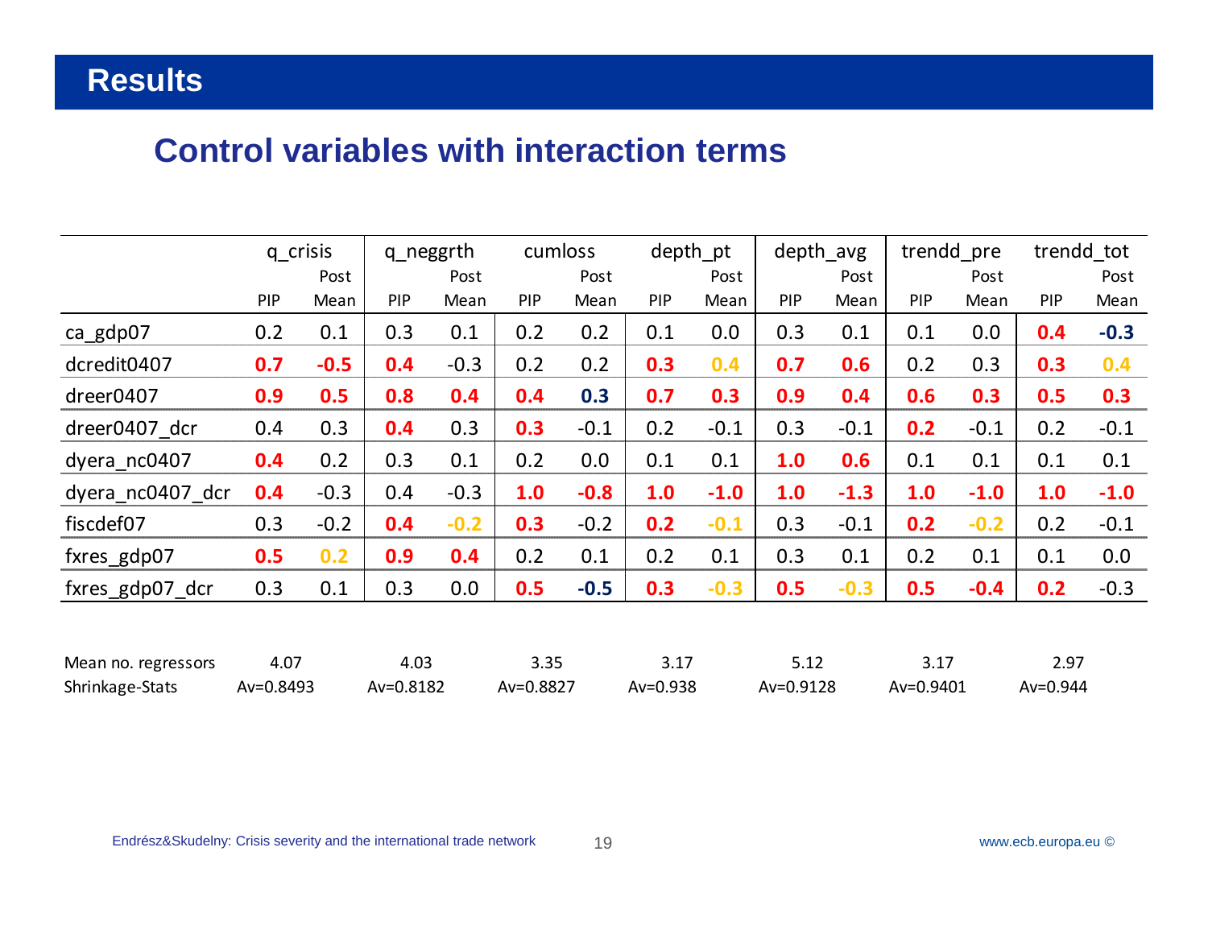## Results

### Control variables with interaction terms

| | q_crisis | | q_neggrth | | cumloss | | depth_pt | | depth_avg | | trendd_pre | | trendd_tot | |
|---|---|---|---|---|---|---|---|---|---|---|---|---|---|---|
| | PIP | Post Mean | PIP | Post Mean | PIP | Post Mean | PIP | Post Mean | PIP | Post Mean | PIP | Post Mean | PIP | Post Mean |
| ca_gdp07 | 0.2 | 0.1 | 0.3 | 0.1 | 0.2 | 0.2 | 0.1 | 0.0 | 0.3 | 0.1 | 0.1 | 0.0 | **0.4** | **-0.3** |
| dcredit0407 | **0.7** | **-0.5** | **0.4** | -0.3 | 0.2 | 0.2 | **0.3** | 0.4 | **0.7** | **0.6** | 0.2 | 0.3 | **0.3** | 0.4 |
| dreer0407 | **0.9** | **0.5** | **0.8** | **0.4** | **0.4** | **0.3** | **0.7** | **0.3** | **0.9** | **0.4** | **0.6** | **0.3** | **0.5** | **0.3** |
| dreer0407_dcr | 0.4 | 0.3 | **0.4** | 0.3 | **0.3** | -0.1 | 0.2 | -0.1 | 0.3 | -0.1 | **0.2** | -0.1 | 0.2 | -0.1 |
| dyera_nc0407 | **0.4** | 0.2 | 0.3 | 0.1 | 0.2 | 0.0 | 0.1 | 0.1 | **1.0** | **0.6** | 0.1 | 0.1 | 0.1 | 0.1 |
| dyera_nc0407_dcr | **0.4** | -0.3 | 0.4 | -0.3 | **1.0** | **-0.8** | **1.0** | **-1.0** | **1.0** | **-1.3** | **1.0** | **-1.0** | **1.0** | **-1.0** |
| fiscdef07 | 0.3 | -0.2 | **0.4** | -0.2 | **0.3** | -0.2 | **0.2** | -0.1 | 0.3 | -0.1 | **0.2** | -0.2 | 0.2 | -0.1 |
| fxres_gdp07 | **0.5** | 0.2 | **0.9** | **0.4** | 0.2 | 0.1 | 0.2 | 0.1 | 0.3 | 0.1 | 0.2 | 0.1 | 0.1 | 0.0 |
| fxres_gdp07_dcr | 0.3 | 0.1 | 0.3 | 0.0 | **0.5** | **-0.5** | **0.3** | -0.3 | **0.5** | -0.3 | **0.5** | **-0.4** | **0.2** | -0.3 |

| | q_crisis | q_neggrth | cumloss | depth_pt | depth_avg | trendd_pre | trendd_tot |
|---|---|---|---|---|---|---|---|
| Mean no. regressors | 4.07 | 4.03 | 3.35 | 3.17 | 5.12 | 3.17 | 2.97 |
| Shrinkage-Stats | Av=0.8493 | Av=0.8182 | Av=0.8827 | Av=0.938 | Av=0.9128 | Av=0.9401 | Av=0.944 |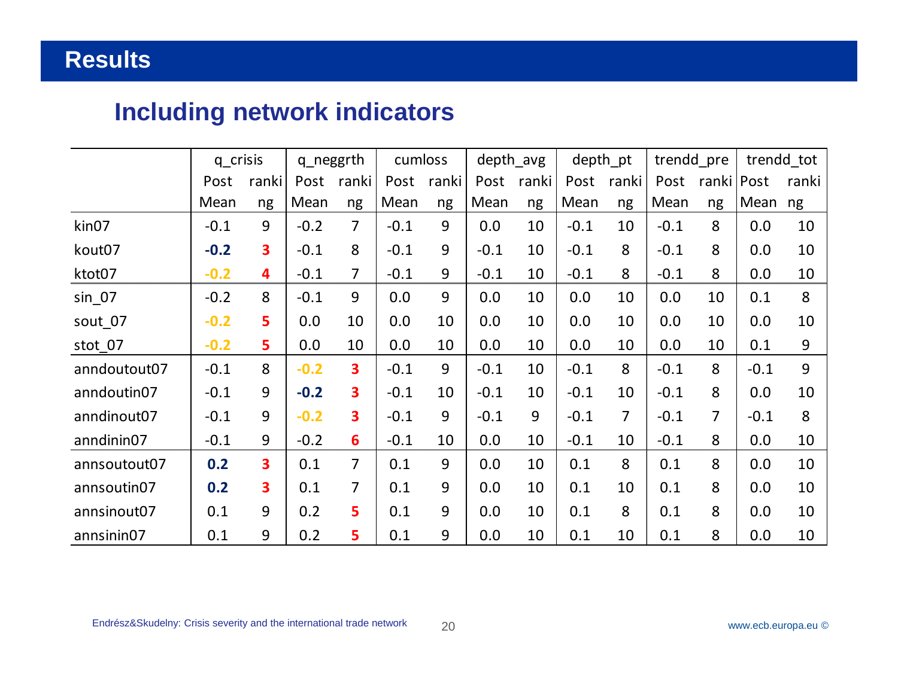# Results

## Including network indicators

| | q_crisis | | q_neggrth | | cumloss | | depth_avg | | depth_pt | | trendd_pre | | trendd_tot | |
|---|---|---|---|---|---|---|---|---|---|---|---|---|---|---|
| | Post Mean | ranking | Post Mean | ranking | Post Mean | ranking | Post Mean | ranking | Post Mean | ranking | Post Mean | ranking | Post Mean | ranking |
| kin07 | -0.1 | 9 | -0.2 | 7 | -0.1 | 9 | 0.0 | 10 | -0.1 | 10 | -0.1 | 8 | 0.0 | 10 |
| kout07 | **-0.2** | **3** | -0.1 | 8 | -0.1 | 9 | -0.1 | 10 | -0.1 | 8 | -0.1 | 8 | 0.0 | 10 |
| ktot07 | **-0.2** | **4** | -0.1 | 7 | -0.1 | 9 | -0.1 | 10 | -0.1 | 8 | -0.1 | 8 | 0.0 | 10 |
| sin_07 | -0.2 | 8 | -0.1 | 9 | 0.0 | 9 | 0.0 | 10 | 0.0 | 10 | 0.0 | 10 | 0.1 | 8 |
| sout_07 | **-0.2** | **5** | 0.0 | 10 | 0.0 | 10 | 0.0 | 10 | 0.0 | 10 | 0.0 | 10 | 0.0 | 10 |
| stot_07 | **-0.2** | **5** | 0.0 | 10 | 0.0 | 10 | 0.0 | 10 | 0.0 | 10 | 0.0 | 10 | 0.1 | 9 |
| anndoutout07 | -0.1 | 8 | **-0.2** | **3** | -0.1 | 9 | -0.1 | 10 | -0.1 | 8 | -0.1 | 8 | -0.1 | 9 |
| anndoutin07 | -0.1 | 9 | **-0.2** | **3** | -0.1 | 10 | -0.1 | 10 | -0.1 | 10 | -0.1 | 8 | 0.0 | 10 |
| anndinout07 | -0.1 | 9 | **-0.2** | **3** | -0.1 | 9 | -0.1 | 9 | -0.1 | 7 | -0.1 | 7 | -0.1 | 8 |
| anndinin07 | -0.1 | 9 | -0.2 | **6** | -0.1 | 10 | 0.0 | 10 | -0.1 | 10 | -0.1 | 8 | 0.0 | 10 |
| annsoutout07 | **0.2** | **3** | 0.1 | 7 | 0.1 | 9 | 0.0 | 10 | 0.1 | 8 | 0.1 | 8 | 0.0 | 10 |
| annsoutin07 | **0.2** | **3** | 0.1 | 7 | 0.1 | 9 | 0.0 | 10 | 0.1 | 10 | 0.1 | 8 | 0.0 | 10 |
| annsinout07 | 0.1 | 9 | 0.2 | **5** | 0.1 | 9 | 0.0 | 10 | 0.1 | 8 | 0.1 | 8 | 0.0 | 10 |
| annsinin07 | 0.1 | 9 | 0.2 | **5** | 0.1 | 9 | 0.0 | 10 | 0.1 | 10 | 0.1 | 8 | 0.0 | 10 |

Endrész&Skudelny: Crisis severity and the international trade network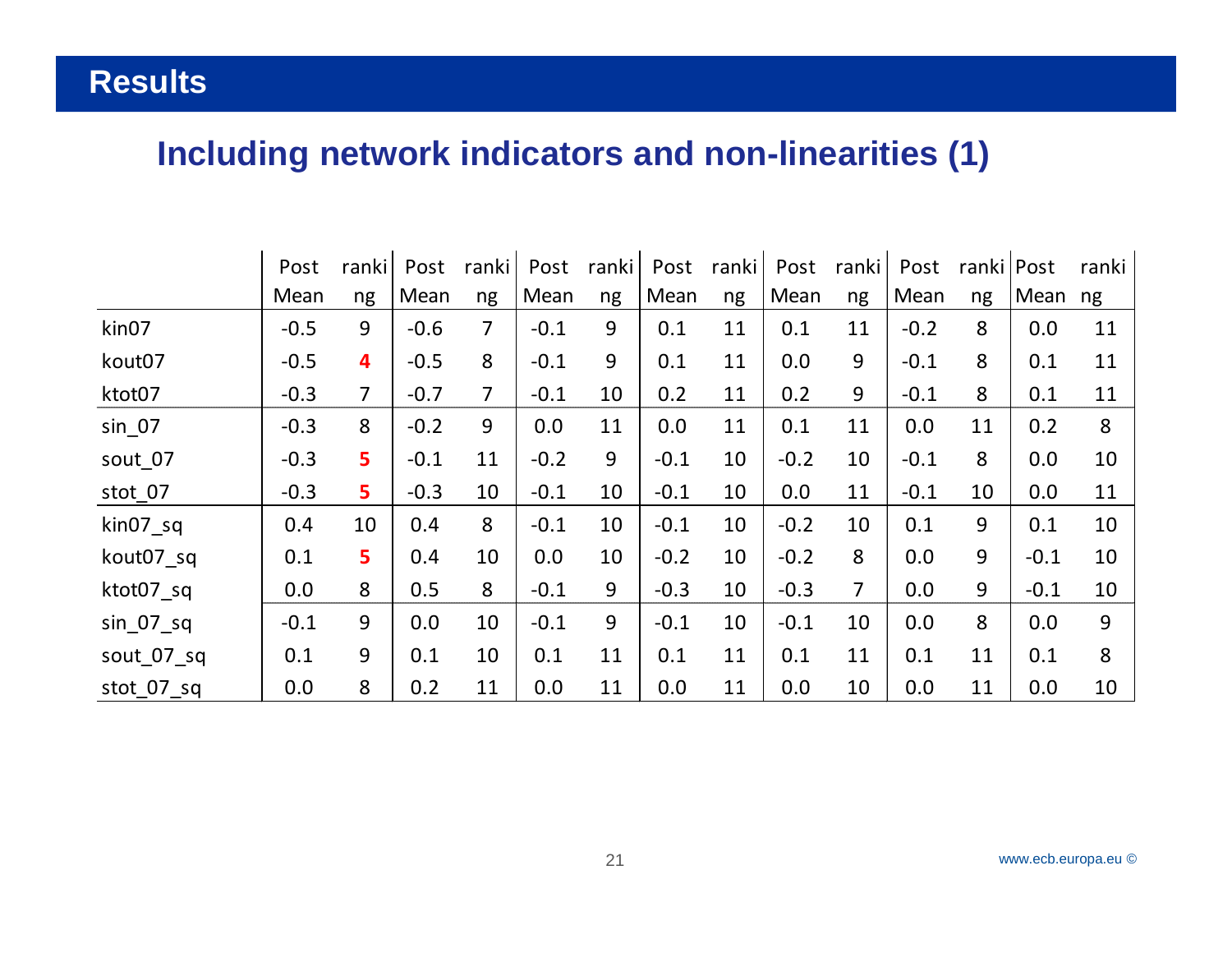# Results

## Including network indicators and non-linearities (1)

| | Post Mean | ranking | Post Mean | ranking | Post Mean | ranking | Post Mean | ranking | Post Mean | ranking | Post Mean | ranking | Post Mean | ranking |
|---|---|---|---|---|---|---|---|---|---|---|---|---|---|---|
| kin07 | -0.5 | 9 | -0.6 | 7 | -0.1 | 9 | 0.1 | 11 | 0.1 | 11 | -0.2 | 8 | 0.0 | 11 |
| kout07 | -0.5 | **4** | -0.5 | 8 | -0.1 | 9 | 0.1 | 11 | 0.0 | 9 | -0.1 | 8 | 0.1 | 11 |
| ktot07 | -0.3 | 7 | -0.7 | 7 | -0.1 | 10 | 0.2 | 11 | 0.2 | 9 | -0.1 | 8 | 0.1 | 11 |
| sin_07 | -0.3 | 8 | -0.2 | 9 | 0.0 | 11 | 0.0 | 11 | 0.1 | 11 | 0.0 | 11 | 0.2 | 8 |
| sout_07 | -0.3 | **5** | -0.1 | 11 | -0.2 | 9 | -0.1 | 10 | -0.2 | 10 | -0.1 | 8 | 0.0 | 10 |
| stot_07 | -0.3 | **5** | -0.3 | 10 | -0.1 | 10 | -0.1 | 10 | 0.0 | 11 | -0.1 | 10 | 0.0 | 11 |
| kin07_sq | 0.4 | 10 | 0.4 | 8 | -0.1 | 10 | -0.1 | 10 | -0.2 | 10 | 0.1 | 9 | 0.1 | 10 |
| kout07_sq | 0.1 | **5** | 0.4 | 10 | 0.0 | 10 | -0.2 | 10 | -0.2 | 8 | 0.0 | 9 | -0.1 | 10 |
| ktot07_sq | 0.0 | 8 | 0.5 | 8 | -0.1 | 9 | -0.3 | 10 | -0.3 | 7 | 0.0 | 9 | -0.1 | 10 |
| sin_07_sq | -0.1 | 9 | 0.0 | 10 | -0.1 | 9 | -0.1 | 10 | -0.1 | 10 | 0.0 | 8 | 0.0 | 9 |
| sout_07_sq | 0.1 | 9 | 0.1 | 10 | 0.1 | 11 | 0.1 | 11 | 0.1 | 11 | 0.1 | 11 | 0.1 | 8 |
| stot_07_sq | 0.0 | 8 | 0.2 | 11 | 0.0 | 11 | 0.0 | 11 | 0.0 | 10 | 0.0 | 11 | 0.0 | 10 |

www.ecb.europa.eu ©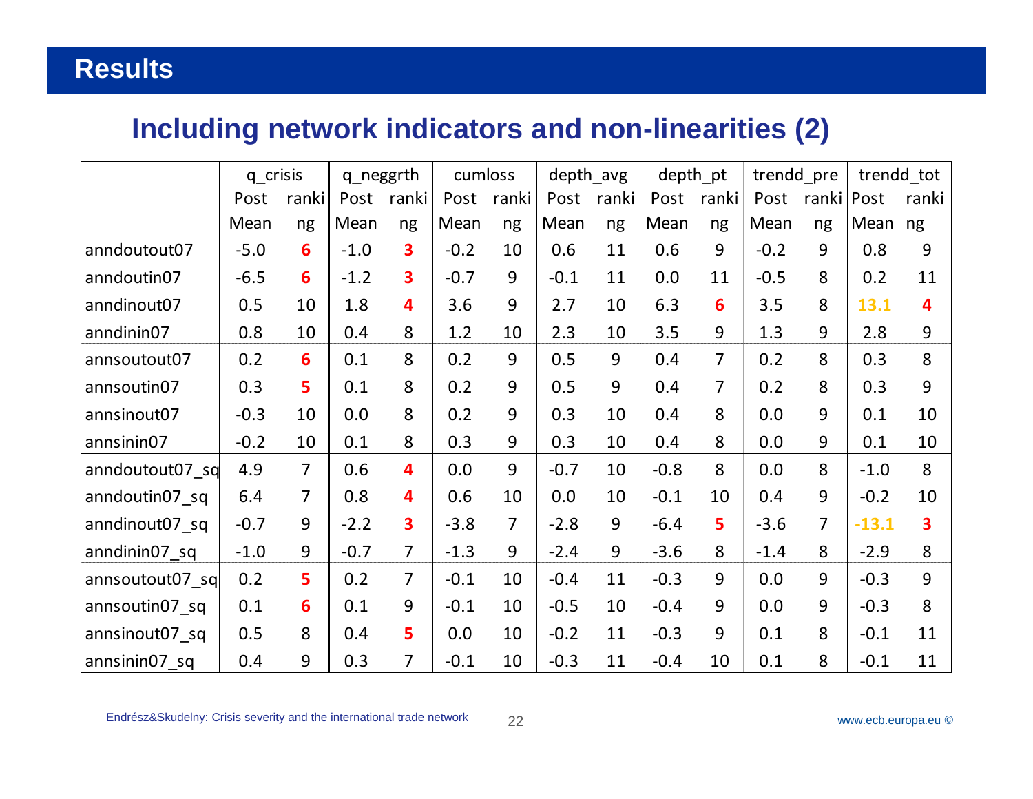# Results

## Including network indicators and non-linearities (2)

| | q_crisis | | q_neggrth | | cumloss | | depth_avg | | depth_pt | | trendd_pre | | trendd_tot | |
|---|---|---|---|---|---|---|---|---|---|---|---|---|---|---|
| | Post Mean | ranking | Post Mean | ranking | Post Mean | ranking | Post Mean | ranking | Post Mean | ranking | Post Mean | ranking | Post Mean | ranking |
| anndoutout07 | -5.0 | **6** | -1.0 | **3** | -0.2 | 10 | 0.6 | 11 | 0.6 | 9 | -0.2 | 9 | 0.8 | 9 |
| anndoutin07 | -6.5 | **6** | -1.2 | **3** | -0.7 | 9 | -0.1 | 11 | 0.0 | 11 | -0.5 | 8 | 0.2 | 11 |
| anndinout07 | 0.5 | 10 | 1.8 | **4** | 3.6 | 9 | 2.7 | 10 | 6.3 | **6** | 3.5 | 8 | **13.1** | **4** |
| anndinin07 | 0.8 | 10 | 0.4 | 8 | 1.2 | 10 | 2.3 | 10 | 3.5 | 9 | 1.3 | 9 | 2.8 | 9 |
| annsoutout07 | 0.2 | **6** | 0.1 | 8 | 0.2 | 9 | 0.5 | 9 | 0.4 | 7 | 0.2 | 8 | 0.3 | 8 |
| annsoutin07 | 0.3 | **5** | 0.1 | 8 | 0.2 | 9 | 0.5 | 9 | 0.4 | 7 | 0.2 | 8 | 0.3 | 9 |
| annsinout07 | -0.3 | 10 | 0.0 | 8 | 0.2 | 9 | 0.3 | 10 | 0.4 | 8 | 0.0 | 9 | 0.1 | 10 |
| annsinin07 | -0.2 | 10 | 0.1 | 8 | 0.3 | 9 | 0.3 | 10 | 0.4 | 8 | 0.0 | 9 | 0.1 | 10 |
| anndoutout07_sq | 4.9 | 7 | 0.6 | **4** | 0.0 | 9 | -0.7 | 10 | -0.8 | 8 | 0.0 | 8 | -1.0 | 8 |
| anndoutin07_sq | 6.4 | 7 | 0.8 | **4** | 0.6 | 10 | 0.0 | 10 | -0.1 | 10 | 0.4 | 9 | -0.2 | 10 |
| anndinout07_sq | -0.7 | 9 | -2.2 | **3** | -3.8 | 7 | -2.8 | 9 | -6.4 | **5** | -3.6 | 7 | **-13.1** | **3** |
| anndinin07_sq | -1.0 | 9 | -0.7 | 7 | -1.3 | 9 | -2.4 | 9 | -3.6 | 8 | -1.4 | 8 | -2.9 | 8 |
| annsoutout07_sq | 0.2 | **5** | 0.2 | 7 | -0.1 | 10 | -0.4 | 11 | -0.3 | 9 | 0.0 | 9 | -0.3 | 9 |
| annsoutin07_sq | 0.1 | **6** | 0.1 | 9 | -0.1 | 10 | -0.5 | 10 | -0.4 | 9 | 0.0 | 9 | -0.3 | 8 |
| annsinout07_sq | 0.5 | 8 | 0.4 | **5** | 0.0 | 10 | -0.2 | 11 | -0.3 | 9 | 0.1 | 8 | -0.1 | 11 |
| annsinin07_sq | 0.4 | 9 | 0.3 | 7 | -0.1 | 10 | -0.3 | 11 | -0.4 | 10 | 0.1 | 8 | -0.1 | 11 |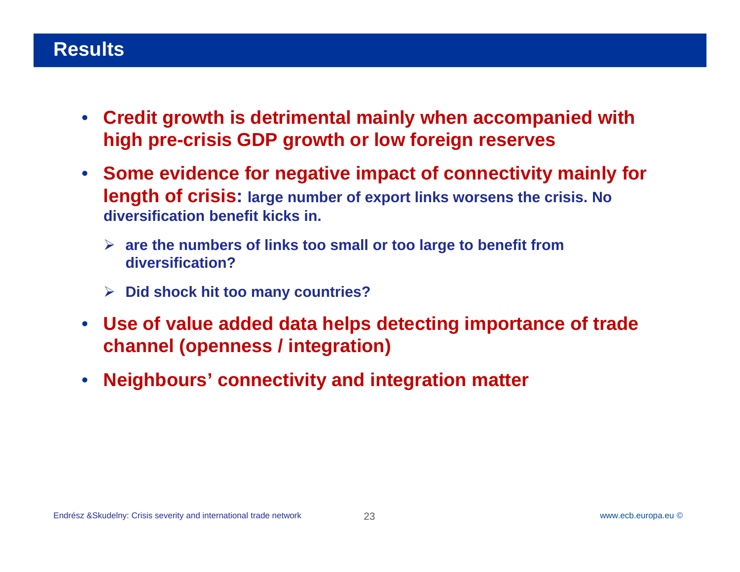## Results

- **Credit growth is detrimental mainly when accompanied with high pre-crisis GDP growth or low foreign reserves**
- **Some evidence for negative impact of connectivity mainly for length of crisis: large number of export links worsens the crisis. No diversification benefit kicks in.**
  - **are the numbers of links too small or too large to benefit from diversification?**
  - **Did shock hit too many countries?**
- **Use of value added data helps detecting importance of trade channel (openness / integration)**
- **Neighbours' connectivity and integration matter**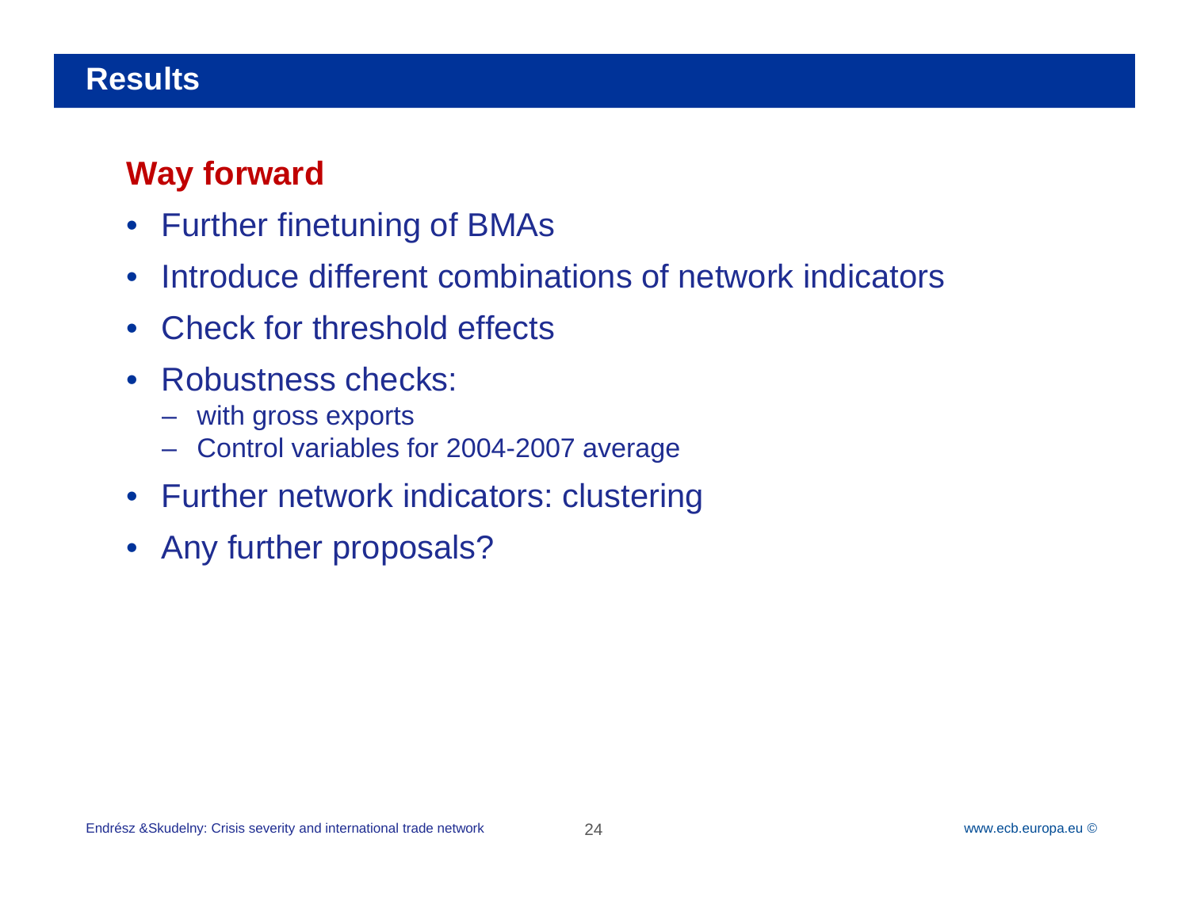# Results

## Way forward

- Further finetuning of BMAs
- Introduce different combinations of network indicators
- Check for threshold effects
- Robustness checks:
  - with gross exports
  - Control variables for 2004-2007 average
- Further network indicators: clustering
- Any further proposals?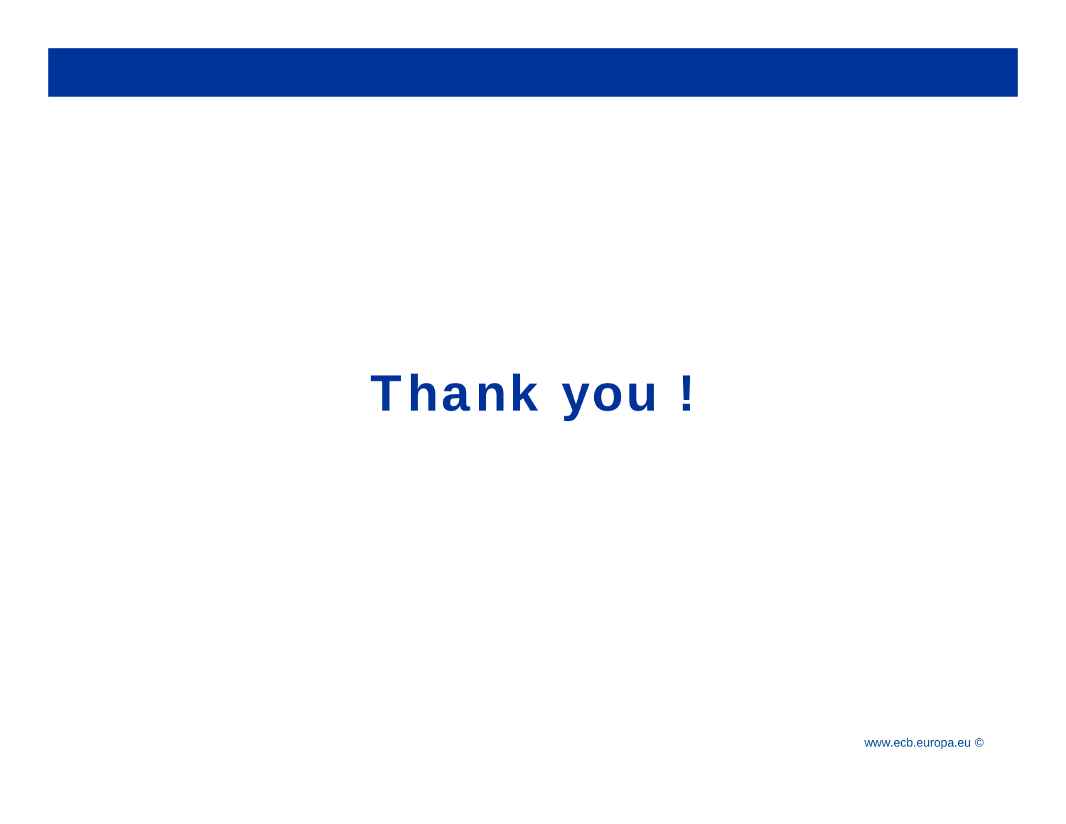# Thank you !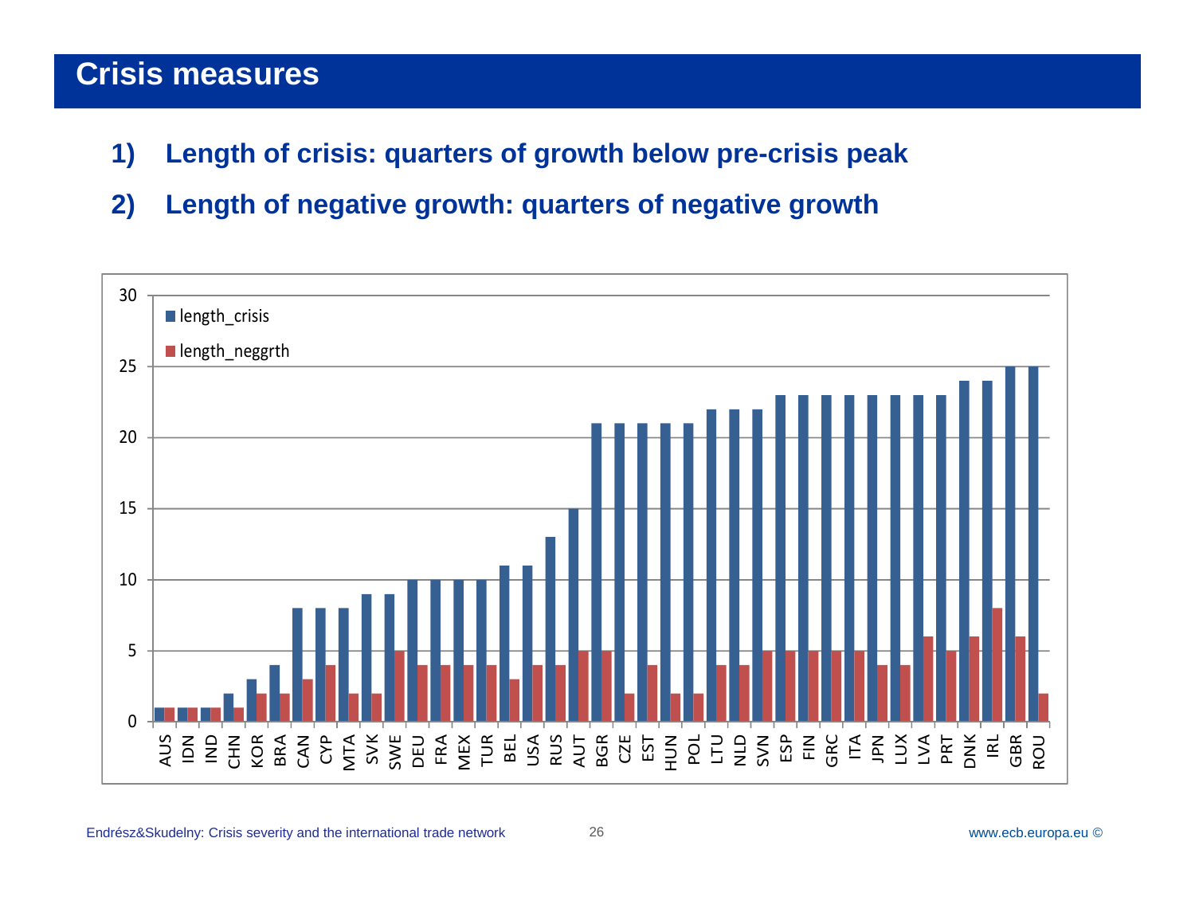# Crisis measures

1) **Length of crisis: quarters of growth below pre-crisis peak**
2) **Length of negative growth: quarters of negative growth**

| Country | length_crisis | length_neggrth |
|---|---|---|
| AUS | 1 | 1 |
| IDN | 1 | 1 |
| IND | 1 | 1 |
| CHN | 2 | 1 |
| KOR | 3 | 2 |
| BRA | 4 | 2 |
| CAN | 8 | 3 |
| CYP | 8 | 4 |
| MTA | 8 | 2 |
| SVK | 9 | 2 |
| SWE | 9 | 5 |
| DEU | 10 | 4 |
| FRA | 10 | 4 |
| MEX | 10 | 4 |
| TUR | 10 | 4 |
| BEL | 11 | 3 |
| USA | 11 | 4 |
| RUS | 13 | 4 |
| AUT | 15 | 5 |
| BGR | 21 | 5 |
| CZE | 21 | 2 |
| EST | 21 | 4 |
| HUN | 21 | 2 |
| POL | 21 | 2 |
| LTU | 22 | 4 |
| NLD | 22 | 4 |
| SVN | 22 | 5 |
| ESP | 23 | 5 |
| FIN | 23 | 5 |
| GRC | 23 | 5 |
| ITA | 23 | 5 |
| JPN | 23 | 4 |
| LUX | 23 | 4 |
| LVA | 23 | 6 |
| PRT | 23 | 5 |
| DNK | 24 | 6 |
| IRL | 24 | 8 |
| GBR | 25 | 6 |
| ROU | 25 | 2 |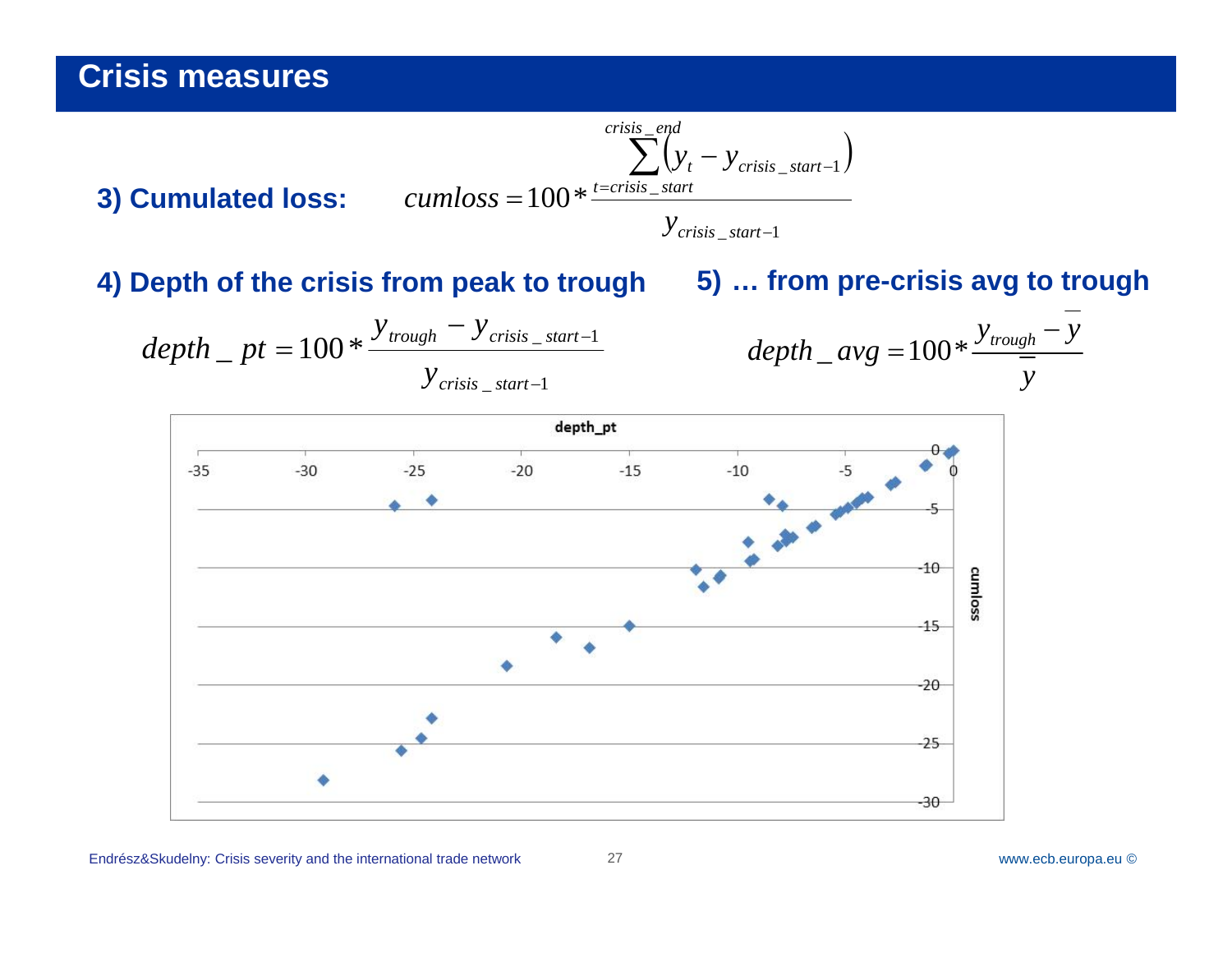## Crisis measures

**3) Cumulated loss:**

$$cumloss = 100 * \frac{\sum_{t=crisis\_start}^{crisis\_end} \left( y_t - y_{crisis\_start-1} \right)}{y_{crisis\_start-1}}$$

**4) Depth of the crisis from peak to trough**

$$depth\_pt = 100 * \frac{y_{trough} - y_{crisis\_start-1}}{y_{crisis\_start-1}}$$

**5) … from pre-crisis avg to trough**

$$depth\_avg = 100 * \frac{y_{trough} - \bar{y}}{\bar{y}}$$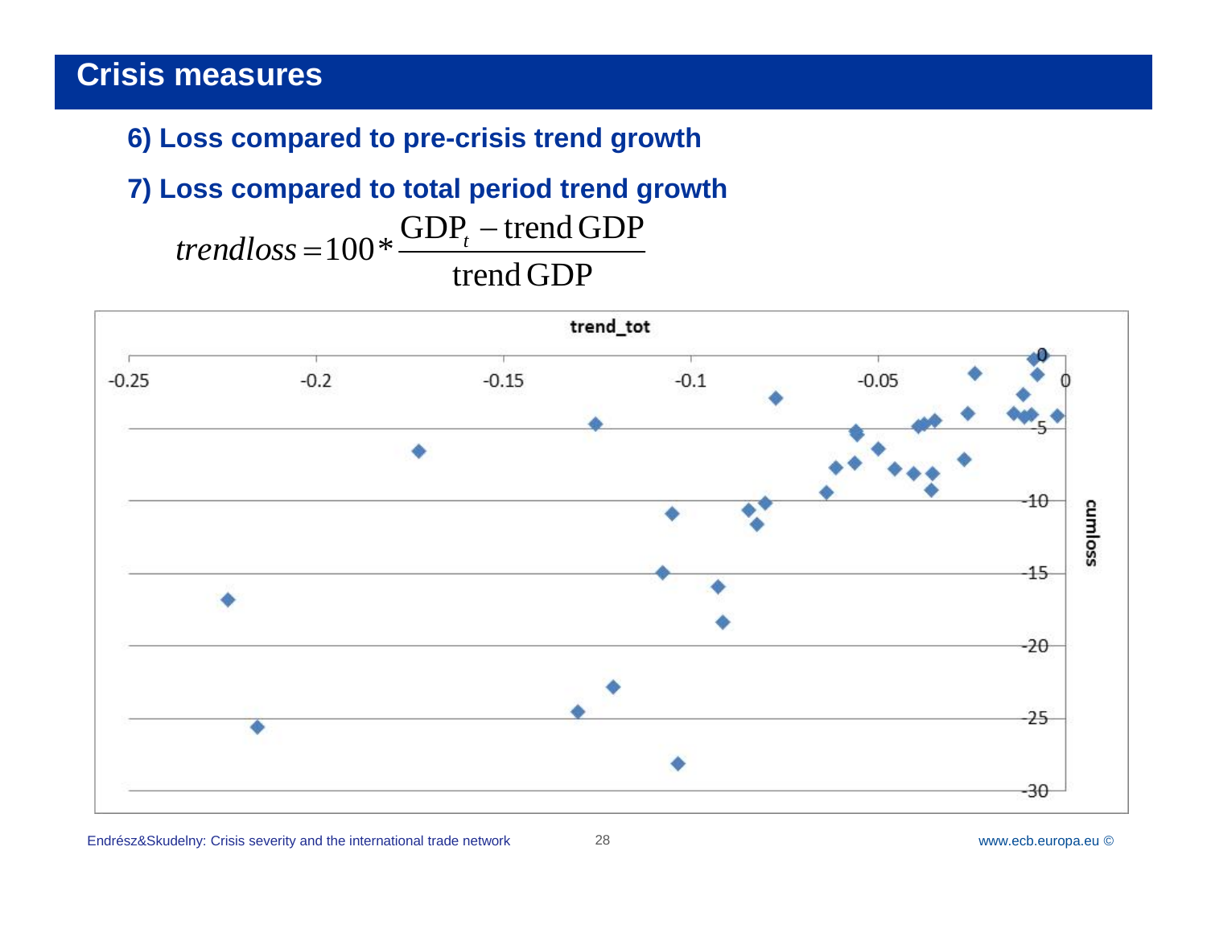## Crisis measures

**6) Loss compared to pre-crisis trend growth**

**7) Loss compared to total period trend growth**

$$trendloss = 100 * \frac{\text{GDP}_t - \text{trend GDP}}{\text{trend GDP}}$$

trend_tot

-0.25 -0.2 -0.15 -0.1 -0.05 0

0 -5 -10 -15 -20 -25 -30

cumloss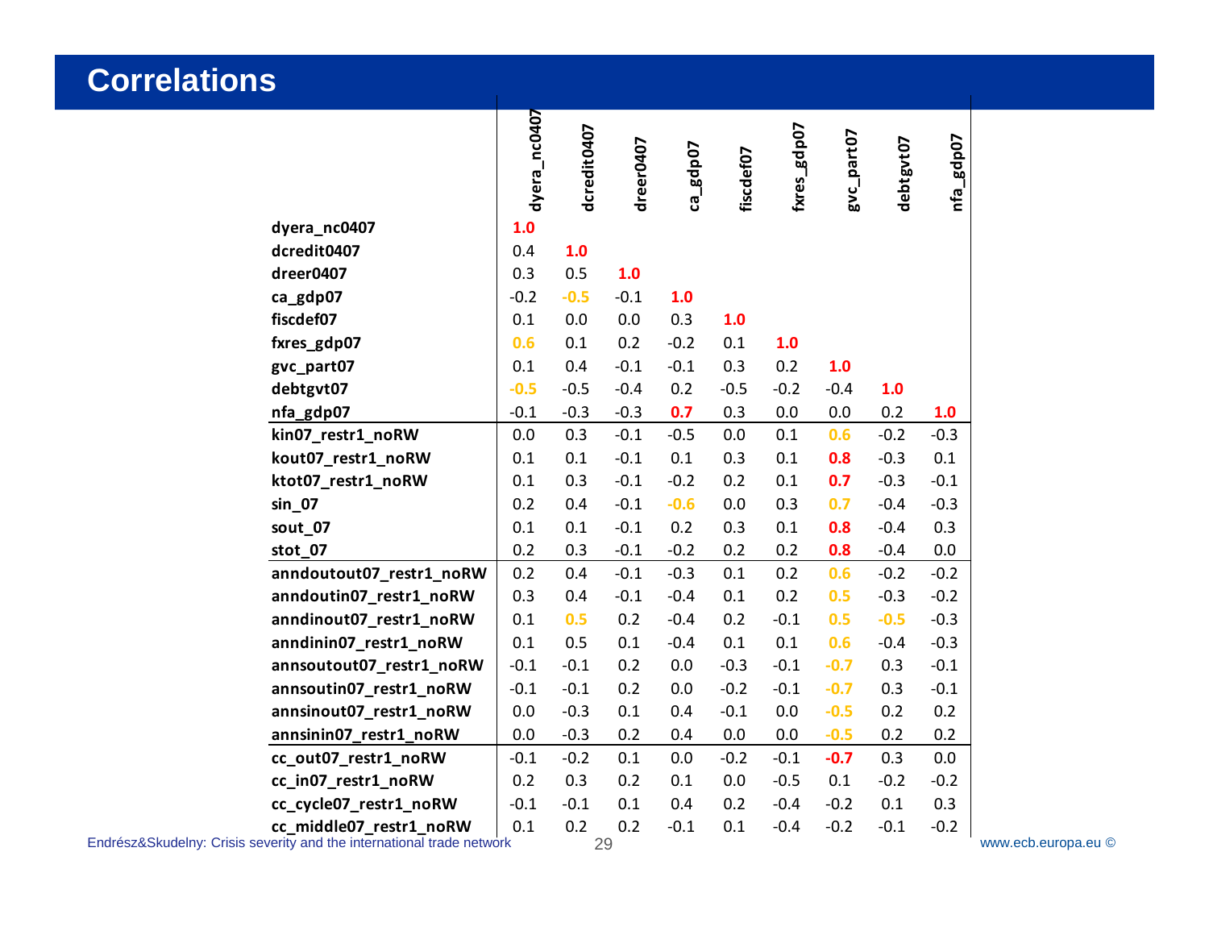# Correlations

| | dyera_nc0407 | dcredit0407 | dreer0407 | ca_gdp07 | fiscdef07 | fxres_gdp07 | gvc_part07 | debtgvt07 | nfa_gdp07 |
|---|---|---|---|---|---|---|---|---|---|
| dyera_nc0407 | 1.0 | | | | | | | | |
| dcredit0407 | 0.4 | 1.0 | | | | | | | |
| dreer0407 | 0.3 | 0.5 | 1.0 | | | | | | |
| ca_gdp07 | -0.2 | -0.5 | -0.1 | 1.0 | | | | | |
| fiscdef07 | 0.1 | 0.0 | 0.0 | 0.3 | 1.0 | | | | |
| fxres_gdp07 | 0.6 | 0.1 | 0.2 | -0.2 | 0.1 | 1.0 | | | |
| gvc_part07 | 0.1 | 0.4 | -0.1 | -0.1 | 0.3 | 0.2 | 1.0 | | |
| debtgvt07 | -0.5 | -0.5 | -0.4 | 0.2 | -0.5 | -0.2 | -0.4 | 1.0 | |
| nfa_gdp07 | -0.1 | -0.3 | -0.3 | 0.7 | 0.3 | 0.0 | 0.0 | 0.2 | 1.0 |
| kin07_restr1_noRW | 0.0 | 0.3 | -0.1 | -0.5 | 0.0 | 0.1 | 0.6 | -0.2 | -0.3 |
| kout07_restr1_noRW | 0.1 | 0.1 | -0.1 | 0.1 | 0.3 | 0.1 | 0.8 | -0.3 | 0.1 |
| ktot07_restr1_noRW | 0.1 | 0.3 | -0.1 | -0.2 | 0.2 | 0.1 | 0.7 | -0.3 | -0.1 |
| sin_07 | 0.2 | 0.4 | -0.1 | -0.6 | 0.0 | 0.3 | 0.7 | -0.4 | -0.3 |
| sout_07 | 0.1 | 0.1 | -0.1 | 0.2 | 0.3 | 0.1 | 0.8 | -0.4 | 0.3 |
| stot_07 | 0.2 | 0.3 | -0.1 | -0.2 | 0.2 | 0.2 | 0.8 | -0.4 | 0.0 |
| anndoutout07_restr1_noRW | 0.2 | 0.4 | -0.1 | -0.3 | 0.1 | 0.2 | 0.6 | -0.2 | -0.2 |
| anndoutin07_restr1_noRW | 0.3 | 0.4 | -0.1 | -0.4 | 0.1 | 0.2 | 0.5 | -0.3 | -0.2 |
| anndinout07_restr1_noRW | 0.1 | 0.5 | 0.2 | -0.4 | 0.2 | -0.1 | 0.5 | -0.5 | -0.3 |
| anndinin07_restr1_noRW | 0.1 | 0.5 | 0.1 | -0.4 | 0.1 | 0.1 | 0.6 | -0.4 | -0.3 |
| annsoutout07_restr1_noRW | -0.1 | -0.1 | 0.2 | 0.0 | -0.3 | -0.1 | -0.7 | 0.3 | -0.1 |
| annsoutin07_restr1_noRW | -0.1 | -0.1 | 0.2 | 0.0 | -0.2 | -0.1 | -0.7 | 0.3 | -0.1 |
| annsinout07_restr1_noRW | 0.0 | -0.3 | 0.1 | 0.4 | -0.1 | 0.0 | -0.5 | 0.2 | 0.2 |
| annsinin07_restr1_noRW | 0.0 | -0.3 | 0.2 | 0.4 | 0.0 | 0.0 | -0.5 | 0.2 | 0.2 |
| cc_out07_restr1_noRW | -0.1 | -0.2 | 0.1 | 0.0 | -0.2 | -0.1 | -0.7 | 0.3 | 0.0 |
| cc_in07_restr1_noRW | 0.2 | 0.3 | 0.2 | 0.1 | 0.0 | -0.5 | 0.1 | -0.2 | -0.2 |
| cc_cycle07_restr1_noRW | -0.1 | -0.1 | 0.1 | 0.4 | 0.2 | -0.4 | -0.2 | 0.1 | 0.3 |
| cc_middle07_restr1_noRW | 0.1 | 0.2 | 0.2 | -0.1 | 0.1 | -0.4 | -0.2 | -0.1 | -0.2 |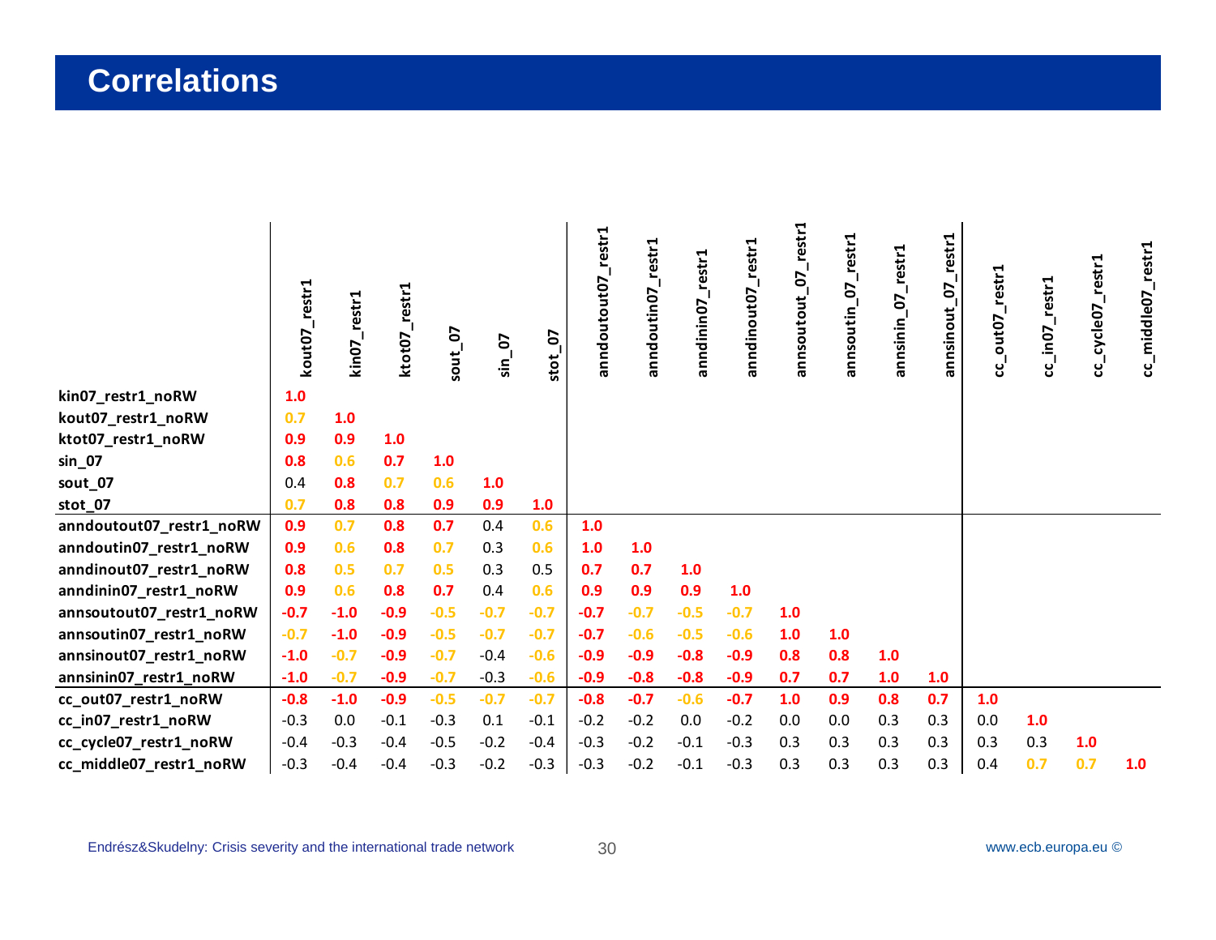# Correlations

| | kout07_restr1 | kin07_restr1 | ktot07_restr1 | sout_07 | sin_07 | stot_07 | anndoutout07_restr1 | anndoutin07_restr1 | anndinin07_restr1 | anndinout07_restr1 | annsoutout_07_restr1 | annsoutin_07_restr1 | annsinin_07_restr1 | annsinout_07_restr1 | cc_out07_restr1 | cc_in07_restr1 | cc_cycle07_restr1 | cc_middle07_restr1 |
|---|---|---|---|---|---|---|---|---|---|---|---|---|---|---|---|---|---|---|
| kin07_restr1_noRW | 1.0 | | | | | | | | | | | | | | | | | |
| kout07_restr1_noRW | 0.7 | 1.0 | | | | | | | | | | | | | | | | |
| ktot07_restr1_noRW | 0.9 | 0.9 | 1.0 | | | | | | | | | | | | | | | |
| sin_07 | 0.8 | 0.6 | 0.7 | 1.0 | | | | | | | | | | | | | | |
| sout_07 | 0.4 | 0.8 | 0.7 | 0.6 | 1.0 | | | | | | | | | | | | | |
| stot_07 | 0.7 | 0.8 | 0.8 | 0.9 | 0.9 | 1.0 | | | | | | | | | | | | |
| anndoutout07_restr1_noRW | 0.9 | 0.7 | 0.8 | 0.7 | 0.4 | 0.6 | 1.0 | | | | | | | | | | | |
| anndoutin07_restr1_noRW | 0.9 | 0.6 | 0.8 | 0.7 | 0.3 | 0.6 | 1.0 | 1.0 | | | | | | | | | | |
| anndinout07_restr1_noRW | 0.8 | 0.5 | 0.7 | 0.5 | 0.3 | 0.5 | 0.7 | 0.7 | 1.0 | | | | | | | | | |
| anndinin07_restr1_noRW | 0.9 | 0.6 | 0.8 | 0.7 | 0.4 | 0.6 | 0.9 | 0.9 | 0.9 | 1.0 | | | | | | | | |
| annsoutout07_restr1_noRW | -0.7 | -1.0 | -0.9 | -0.5 | -0.7 | -0.7 | -0.7 | -0.7 | -0.5 | -0.7 | 1.0 | | | | | | | |
| annsoutin07_restr1_noRW | -0.7 | -1.0 | -0.9 | -0.5 | -0.7 | -0.7 | -0.7 | -0.6 | -0.5 | -0.6 | 1.0 | 1.0 | | | | | | |
| annsinout07_restr1_noRW | -1.0 | -0.7 | -0.9 | -0.7 | -0.4 | -0.6 | -0.9 | -0.9 | -0.8 | -0.9 | 0.8 | 0.8 | 1.0 | | | | | |
| annsinin07_restr1_noRW | -1.0 | -0.7 | -0.9 | -0.7 | -0.3 | -0.6 | -0.9 | -0.8 | -0.8 | -0.9 | 0.7 | 0.7 | 1.0 | 1.0 | | | | |
| cc_out07_restr1_noRW | -0.8 | -1.0 | -0.9 | -0.5 | -0.7 | -0.7 | -0.8 | -0.7 | -0.6 | -0.7 | 1.0 | 0.9 | 0.8 | 0.7 | 1.0 | | | |
| cc_in07_restr1_noRW | -0.3 | 0.0 | -0.1 | -0.3 | 0.1 | -0.1 | -0.2 | -0.2 | 0.0 | -0.2 | 0.0 | 0.0 | 0.3 | 0.3 | 0.0 | 1.0 | | |
| cc_cycle07_restr1_noRW | -0.4 | -0.3 | -0.4 | -0.5 | -0.2 | -0.4 | -0.3 | -0.2 | -0.1 | -0.3 | 0.3 | 0.3 | 0.3 | 0.3 | 0.3 | 0.3 | 1.0 | |
| cc_middle07_restr1_noRW | -0.3 | -0.4 | -0.4 | -0.3 | -0.2 | -0.3 | -0.3 | -0.2 | -0.1 | -0.3 | 0.3 | 0.3 | 0.3 | 0.3 | 0.4 | 0.7 | 0.7 | 1.0 |

Endrész&Skudelny: Crisis severity and the international trade network

www.ecb.europa.eu ©